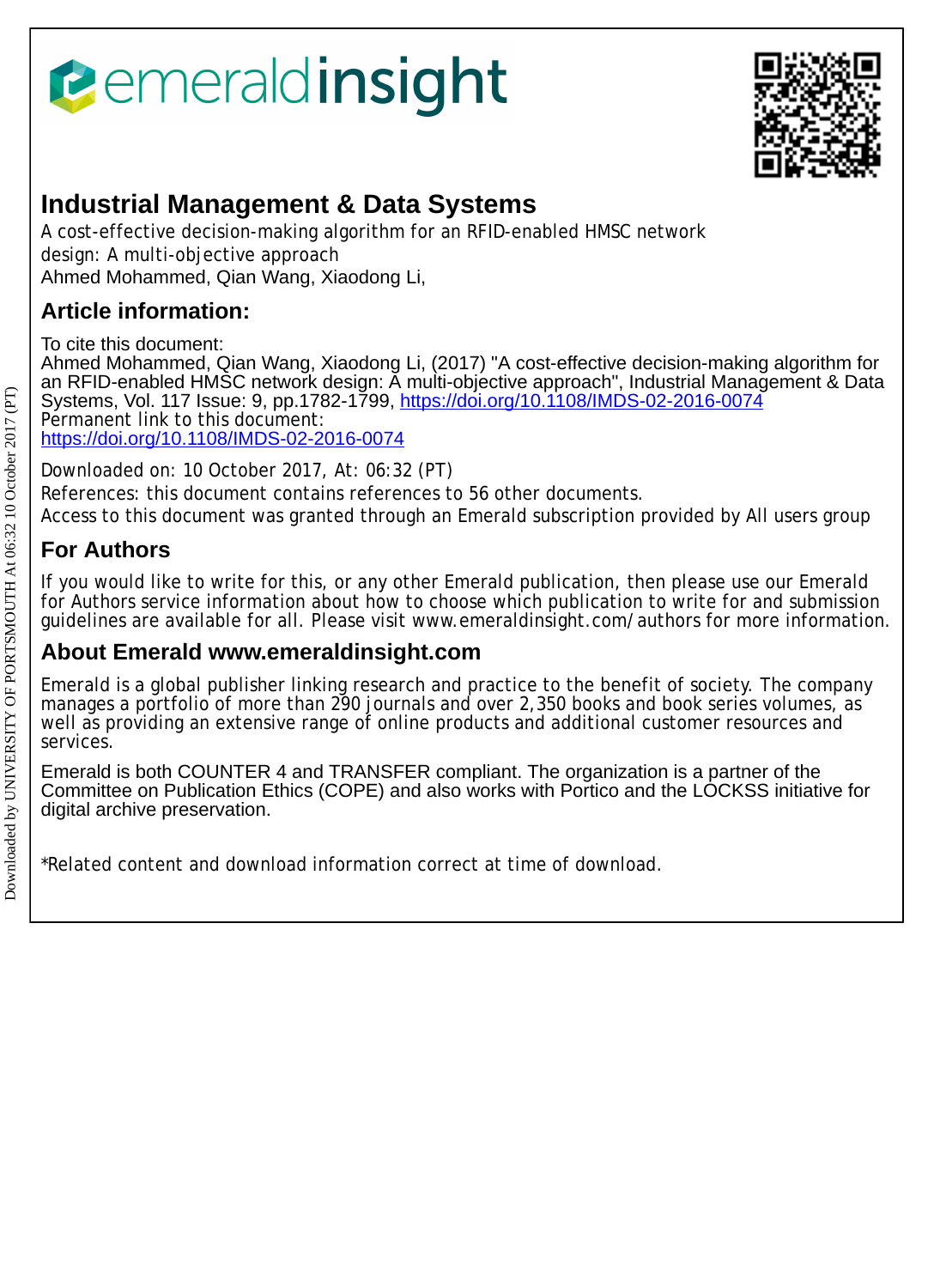emeraldinsight

# Industrial Management & Data Systems

A cost-effective decision-making algorithm for an RFID-enabled HMSC network design: A multi-objective approach

Ahmed Mohammed, Qian Wang, Xiaodong Li,

## Article information:

To cite this document:
Ahmed Mohammed, Qian Wang, Xiaodong Li, (2017) "A cost-effective decision-making algorithm for an RFID-enabled HMSC network design: A multi-objective approach", Industrial Management & Data Systems, Vol. 117 Issue: 9, pp.1782-1799, https://doi.org/10.1108/IMDS-02-2016-0074
Permanent link to this document:
https://doi.org/10.1108/IMDS-02-2016-0074

Downloaded on: 10 October 2017, At: 06:32 (PT)
References: this document contains references to 56 other documents.
Access to this document was granted through an Emerald subscription provided by All users group

## For Authors

If you would like to write for this, or any other Emerald publication, then please use our Emerald for Authors service information about how to choose which publication to write for and submission guidelines are available for all. Please visit www.emeraldinsight.com/authors for more information.

## About Emerald www.emeraldinsight.com

Emerald is a global publisher linking research and practice to the benefit of society. The company manages a portfolio of more than 290 journals and over 2,350 books and book series volumes, as well as providing an extensive range of online products and additional customer resources and services.

Emerald is both COUNTER 4 and TRANSFER compliant. The organization is a partner of the Committee on Publication Ethics (COPE) and also works with Portico and the LOCKSS initiative for digital archive preservation.

*Related content and download information correct at time of download.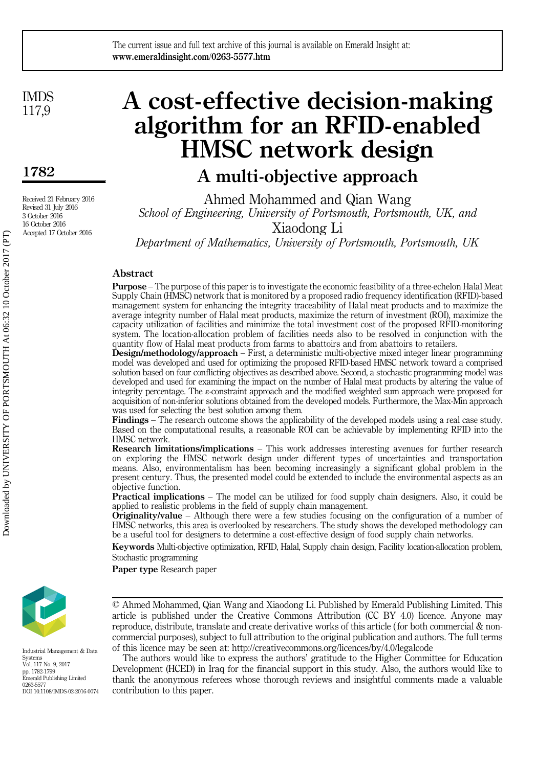# A cost-effective decision-making algorithm for an RFID-enabled HMSC network design

## A multi-objective approach

Ahmed Mohammed and Qian Wang

*School of Engineering, University of Portsmouth, Portsmouth, UK, and*

Xiaodong Li

*Department of Mathematics, University of Portsmouth, Portsmouth, UK*

Received 21 February 2016
Revised 31 July 2016
3 October 2016
16 October 2016
Accepted 17 October 2016

### Abstract

**Purpose** – The purpose of this paper is to investigate the economic feasibility of a three-echelon Halal Meat Supply Chain (HMSC) network that is monitored by a proposed radio frequency identification (RFID)-based management system for enhancing the integrity traceability of Halal meat products and to maximize the average integrity number of Halal meat products, maximize the return of investment (ROI), maximize the capacity utilization of facilities and minimize the total investment cost of the proposed RFID-monitoring system. The location-allocation problem of facilities needs also to be resolved in conjunction with the quantity flow of Halal meat products from farms to abattoirs and from abattoirs to retailers.

**Design/methodology/approach** – First, a deterministic multi-objective mixed integer linear programming model was developed and used for optimizing the proposed RFID-based HMSC network toward a comprised solution based on four conflicting objectives as described above. Second, a stochastic programming model was developed and used for examining the impact on the number of Halal meat products by altering the value of integrity percentage. The ε-constraint approach and the modified weighted sum approach were proposed for acquisition of non-inferior solutions obtained from the developed models. Furthermore, the Max-Min approach was used for selecting the best solution among them.

**Findings** – The research outcome shows the applicability of the developed models using a real case study. Based on the computational results, a reasonable ROI can be achievable by implementing RFID into the HMSC network.

**Research limitations/implications** – This work addresses interesting avenues for further research on exploring the HMSC network design under different types of uncertainties and transportation means. Also, environmentalism has been becoming increasingly a significant global problem in the present century. Thus, the presented model could be extended to include the environmental aspects as an objective function.

**Practical implications** – The model can be utilized for food supply chain designers. Also, it could be applied to realistic problems in the field of supply chain management.

**Originality/value** – Although there were a few studies focusing on the configuration of a number of HMSC networks, this area is overlooked by researchers. The study shows the developed methodology can be a useful tool for designers to determine a cost-effective design of food supply chain networks.

**Keywords** Multi-objective optimization, RFID, Halal, Supply chain design, Facility location-allocation problem, Stochastic programming

**Paper type** Research paper

© Ahmed Mohammed, Qian Wang and Xiaodong Li. Published by Emerald Publishing Limited. This article is published under the Creative Commons Attribution (CC BY 4.0) licence. Anyone may reproduce, distribute, translate and create derivative works of this article (for both commercial & non-commercial purposes), subject to full attribution to the original publication and authors. The full terms of this licence may be seen at: http://creativecommons.org/licences/by/4.0/legalcode

The authors would like to express the authors' gratitude to the Higher Committee for Education Development (HCED) in Iraq for the financial support in this study. Also, the authors would like to thank the anonymous referees whose thorough reviews and insightful comments made a valuable contribution to this paper.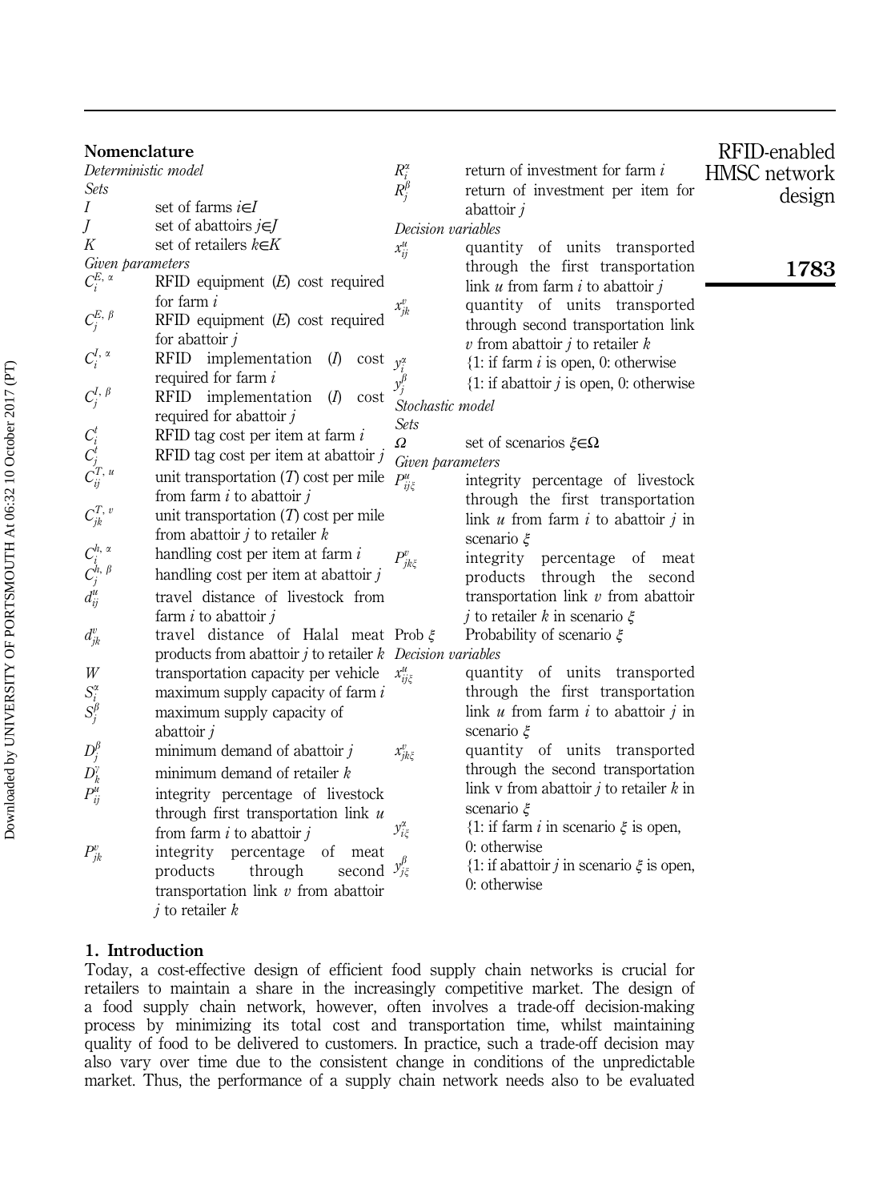## Nomenclature

*Deterministic model*

*Sets*

- $I$ set of farms $i \in I$
- $J$ set of abattoirs $j \in J$
- $K$ set of retailers $k \in K$

*Given parameters*

- $C_i^{E,\alpha}$ RFID equipment ($E$) cost required for farm $i$
- $C_j^{E,\beta}$ RFID equipment ($E$) cost required for abattoir $j$
- $C_i^{I,\alpha}$ RFID implementation ($I$) cost required for farm $i$
- $C_j^{I,\beta}$ RFID implementation ($I$) cost required for abattoir $j$
- $C_i^t$ RFID tag cost per item at farm $i$
- $C_j^t$ RFID tag cost per item at abattoir $j$
- $C_{ij}^{T,u}$ unit transportation ($T$) cost per mile from farm $i$ to abattoir $j$
- $C_{jk}^{T,v}$ unit transportation ($T$) cost per mile from abattoir $j$ to retailer $k$
- $C_i^{h,\alpha}$ handling cost per item at farm $i$
- $C_j^{h,\beta}$ handling cost per item at abattoir $j$
- $d_{ij}^u$ travel distance of livestock from farm $i$ to abattoir $j$
- $d_{jk}^v$ travel distance of Halal meat products from abattoir $j$ to retailer $k$
- $W$ transportation capacity per vehicle
- $S_i^\alpha$ maximum supply capacity of farm $i$
- $S_j^\beta$ maximum supply capacity of abattoir $j$
- $D_j^\beta$ minimum demand of abattoir $j$
- $D_k^\gamma$ minimum demand of retailer $k$
- $P_{ij}^u$ integrity percentage of livestock through first transportation link $u$ from farm $i$ to abattoir $j$
- $P_{jk}^v$ integrity percentage of meat products through second transportation link $v$ from abattoir $j$ to retailer $k$
- $R_i^\alpha$ return of investment for farm $i$
- $R_j^\beta$ return of investment per item for abattoir $j$

*Decision variables*

- $x_{ij}^u$ quantity of units transported through the first transportation link $u$ from farm $i$ to abattoir $j$
- $x_{jk}^v$ quantity of units transported through second transportation link $v$ from abattoir $j$ to retailer $k$
- $y_i^\alpha$ {1: if farm $i$ is open, 0: otherwise
- $y_j^\beta$ {1: if abattoir $j$ is open, 0: otherwise

*Stochastic model*

*Sets*

- $\Omega$ set of scenarios $\xi \in \Omega$

*Given parameters*

- $P_{ij\xi}^u$ integrity percentage of livestock through the first transportation link $u$ from farm $i$ to abattoir $j$ in scenario $\xi$
- $P_{jk\xi}^v$ integrity percentage of meat products through the second transportation link $v$ from abattoir $j$ to retailer $k$ in scenario $\xi$
- Prob $\xi$ Probability of scenario $\xi$

*Decision variables*

- $x_{ij\xi}^u$ quantity of units transported through the first transportation link $u$ from farm $i$ to abattoir $j$ in scenario $\xi$
- $x_{jk\xi}^v$ quantity of units transported through the second transportation link v from abattoir $j$ to retailer $k$ in scenario $\xi$
- $y_{i\xi}^\alpha$ {1: if farm $i$ in scenario $\xi$ is open, 0: otherwise
- $y_{j\xi}^\beta$ {1: if abattoir $j$ in scenario $\xi$ is open, 0: otherwise

## 1. Introduction

Today, a cost-effective design of efficient food supply chain networks is crucial for retailers to maintain a share in the increasingly competitive market. The design of a food supply chain network, however, often involves a trade-off decision-making process by minimizing its total cost and transportation time, whilst maintaining quality of food to be delivered to customers. In practice, such a trade-off decision may also vary over time due to the consistent change in conditions of the unpredictable market. Thus, the performance of a supply chain network needs also to be evaluated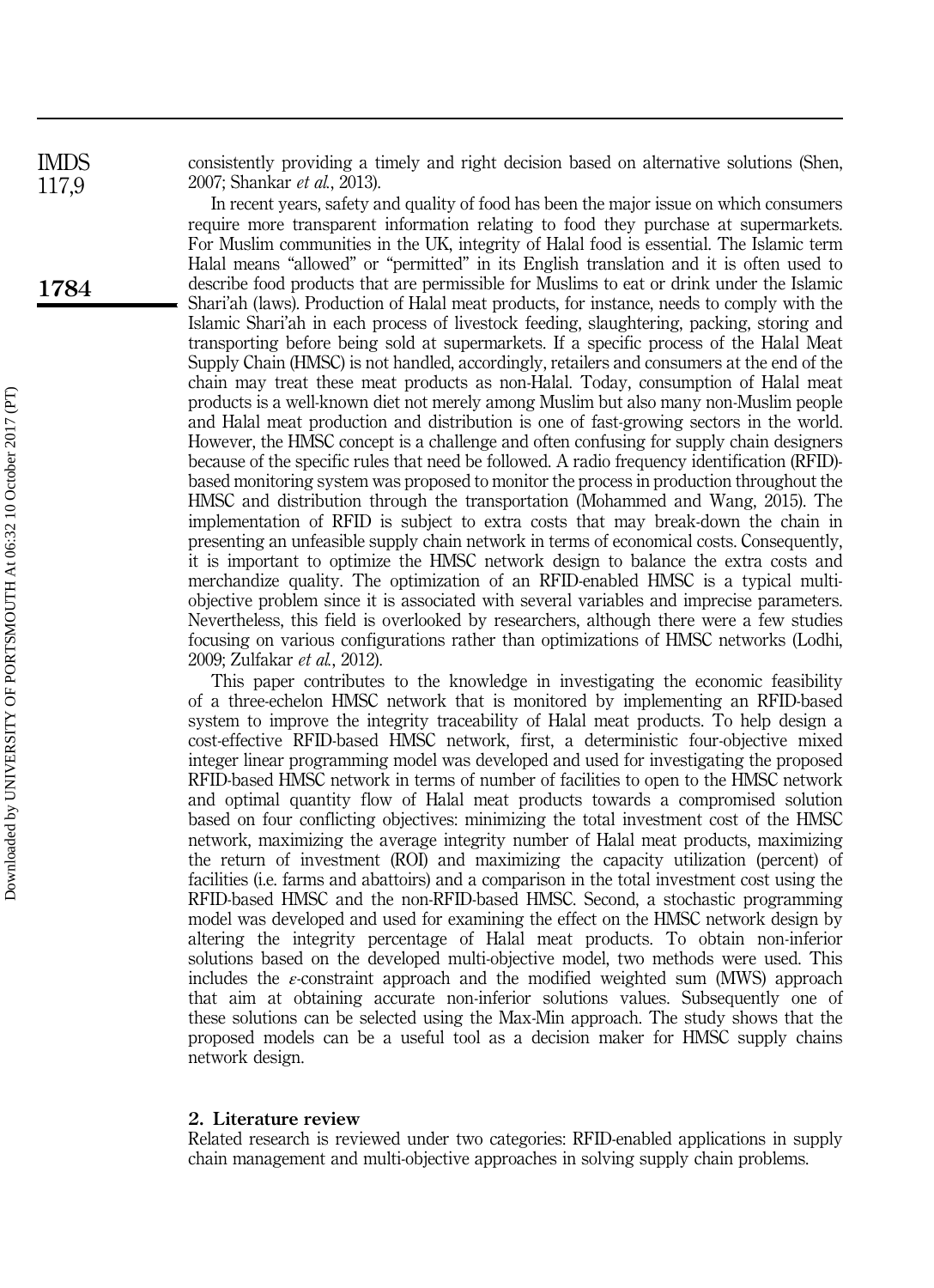consistently providing a timely and right decision based on alternative solutions (Shen, 2007; Shankar *et al.*, 2013).

In recent years, safety and quality of food has been the major issue on which consumers require more transparent information relating to food they purchase at supermarkets. For Muslim communities in the UK, integrity of Halal food is essential. The Islamic term Halal means "allowed" or "permitted" in its English translation and it is often used to describe food products that are permissible for Muslims to eat or drink under the Islamic Shari'ah (laws). Production of Halal meat products, for instance, needs to comply with the Islamic Shari'ah in each process of livestock feeding, slaughtering, packing, storing and transporting before being sold at supermarkets. If a specific process of the Halal Meat Supply Chain (HMSC) is not handled, accordingly, retailers and consumers at the end of the chain may treat these meat products as non-Halal. Today, consumption of Halal meat products is a well-known diet not merely among Muslim but also many non-Muslim people and Halal meat production and distribution is one of fast-growing sectors in the world. However, the HMSC concept is a challenge and often confusing for supply chain designers because of the specific rules that need be followed. A radio frequency identification (RFID)-based monitoring system was proposed to monitor the process in production throughout the HMSC and distribution through the transportation (Mohammed and Wang, 2015). The implementation of RFID is subject to extra costs that may break-down the chain in presenting an unfeasible supply chain network in terms of economical costs. Consequently, it is important to optimize the HMSC network design to balance the extra costs and merchandize quality. The optimization of an RFID-enabled HMSC is a typical multi-objective problem since it is associated with several variables and imprecise parameters. Nevertheless, this field is overlooked by researchers, although there were a few studies focusing on various configurations rather than optimizations of HMSC networks (Lodhi, 2009; Zulfakar *et al.*, 2012).

This paper contributes to the knowledge in investigating the economic feasibility of a three-echelon HMSC network that is monitored by implementing an RFID-based system to improve the integrity traceability of Halal meat products. To help design a cost-effective RFID-based HMSC network, first, a deterministic four-objective mixed integer linear programming model was developed and used for investigating the proposed RFID-based HMSC network in terms of number of facilities to open to the HMSC network and optimal quantity flow of Halal meat products towards a compromised solution based on four conflicting objectives: minimizing the total investment cost of the HMSC network, maximizing the average integrity number of Halal meat products, maximizing the return of investment (ROI) and maximizing the capacity utilization (percent) of facilities (i.e. farms and abattoirs) and a comparison in the total investment cost using the RFID-based HMSC and the non-RFID-based HMSC. Second, a stochastic programming model was developed and used for examining the effect on the HMSC network design by altering the integrity percentage of Halal meat products. To obtain non-inferior solutions based on the developed multi-objective model, two methods were used. This includes the $\varepsilon$-constraint approach and the modified weighted sum (MWS) approach that aim at obtaining accurate non-inferior solutions values. Subsequently one of these solutions can be selected using the Max-Min approach. The study shows that the proposed models can be a useful tool as a decision maker for HMSC supply chains network design.

## 2. Literature review

Related research is reviewed under two categories: RFID-enabled applications in supply chain management and multi-objective approaches in solving supply chain problems.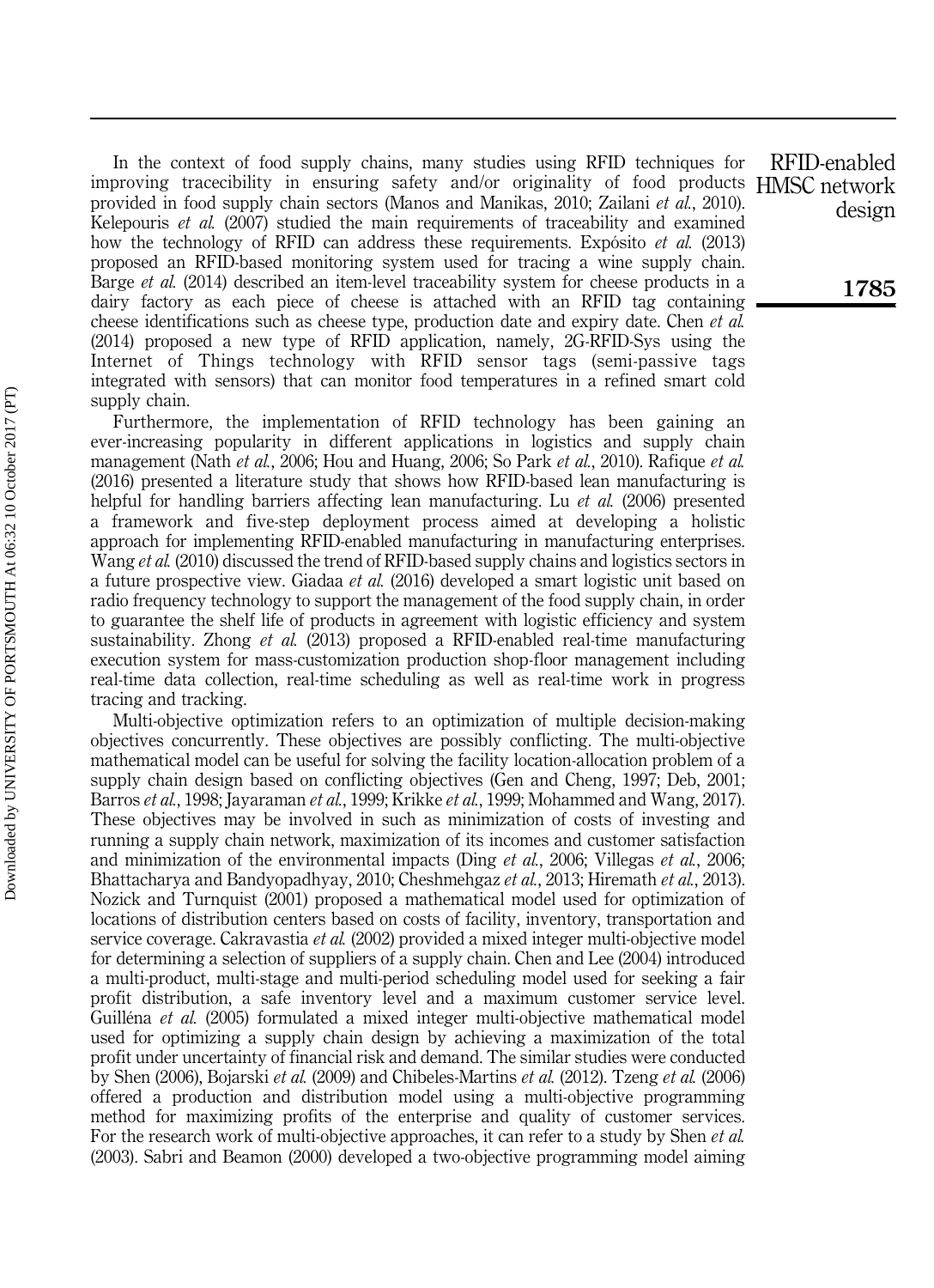In the context of food supply chains, many studies using RFID techniques for improving tracecibility in ensuring safety and/or originality of food products provided in food supply chain sectors (Manos and Manikas, 2010; Zailani *et al.*, 2010). Kelepouris *et al.* (2007) studied the main requirements of traceability and examined how the technology of RFID can address these requirements. Expósito *et al.* (2013) proposed an RFID-based monitoring system used for tracing a wine supply chain. Barge *et al.* (2014) described an item-level traceability system for cheese products in a dairy factory as each piece of cheese is attached with an RFID tag containing cheese identifications such as cheese type, production date and expiry date. Chen *et al.* (2014) proposed a new type of RFID application, namely, 2G-RFID-Sys using the Internet of Things technology with RFID sensor tags (semi-passive tags integrated with sensors) that can monitor food temperatures in a refined smart cold supply chain.

Furthermore, the implementation of RFID technology has been gaining an ever-increasing popularity in different applications in logistics and supply chain management (Nath *et al.*, 2006; Hou and Huang, 2006; So Park *et al.*, 2010). Rafique *et al.* (2016) presented a literature study that shows how RFID-based lean manufacturing is helpful for handling barriers affecting lean manufacturing. Lu *et al.* (2006) presented a framework and five-step deployment process aimed at developing a holistic approach for implementing RFID-enabled manufacturing in manufacturing enterprises. Wang *et al.* (2010) discussed the trend of RFID-based supply chains and logistics sectors in a future prospective view. Giadaa *et al.* (2016) developed a smart logistic unit based on radio frequency technology to support the management of the food supply chain, in order to guarantee the shelf life of products in agreement with logistic efficiency and system sustainability. Zhong *et al.* (2013) proposed a RFID-enabled real-time manufacturing execution system for mass-customization production shop-floor management including real-time data collection, real-time scheduling as well as real-time work in progress tracing and tracking.

Multi-objective optimization refers to an optimization of multiple decision-making objectives concurrently. These objectives are possibly conflicting. The multi-objective mathematical model can be useful for solving the facility location-allocation problem of a supply chain design based on conflicting objectives (Gen and Cheng, 1997; Deb, 2001; Barros *et al.*, 1998; Jayaraman *et al.*, 1999; Krikke *et al.*, 1999; Mohammed and Wang, 2017). These objectives may be involved in such as minimization of costs of investing and running a supply chain network, maximization of its incomes and customer satisfaction and minimization of the environmental impacts (Ding *et al.*, 2006; Villegas *et al.*, 2006; Bhattacharya and Bandyopadhyay, 2010; Cheshmehgaz *et al.*, 2013; Hiremath *et al.*, 2013). Nozick and Turnquist (2001) proposed a mathematical model used for optimization of locations of distribution centers based on costs of facility, inventory, transportation and service coverage. Cakravastia *et al.* (2002) provided a mixed integer multi-objective model for determining a selection of suppliers of a supply chain. Chen and Lee (2004) introduced a multi-product, multi-stage and multi-period scheduling model used for seeking a fair profit distribution, a safe inventory level and a maximum customer service level. Guilléna *et al.* (2005) formulated a mixed integer multi-objective mathematical model used for optimizing a supply chain design by achieving a maximization of the total profit under uncertainty of financial risk and demand. The similar studies were conducted by Shen (2006), Bojarski *et al.* (2009) and Chibeles-Martins *et al.* (2012). Tzeng *et al.* (2006) offered a production and distribution model using a multi-objective programming method for maximizing profits of the enterprise and quality of customer services. For the research work of multi-objective approaches, it can refer to a study by Shen *et al.* (2003). Sabri and Beamon (2000) developed a two-objective programming model aiming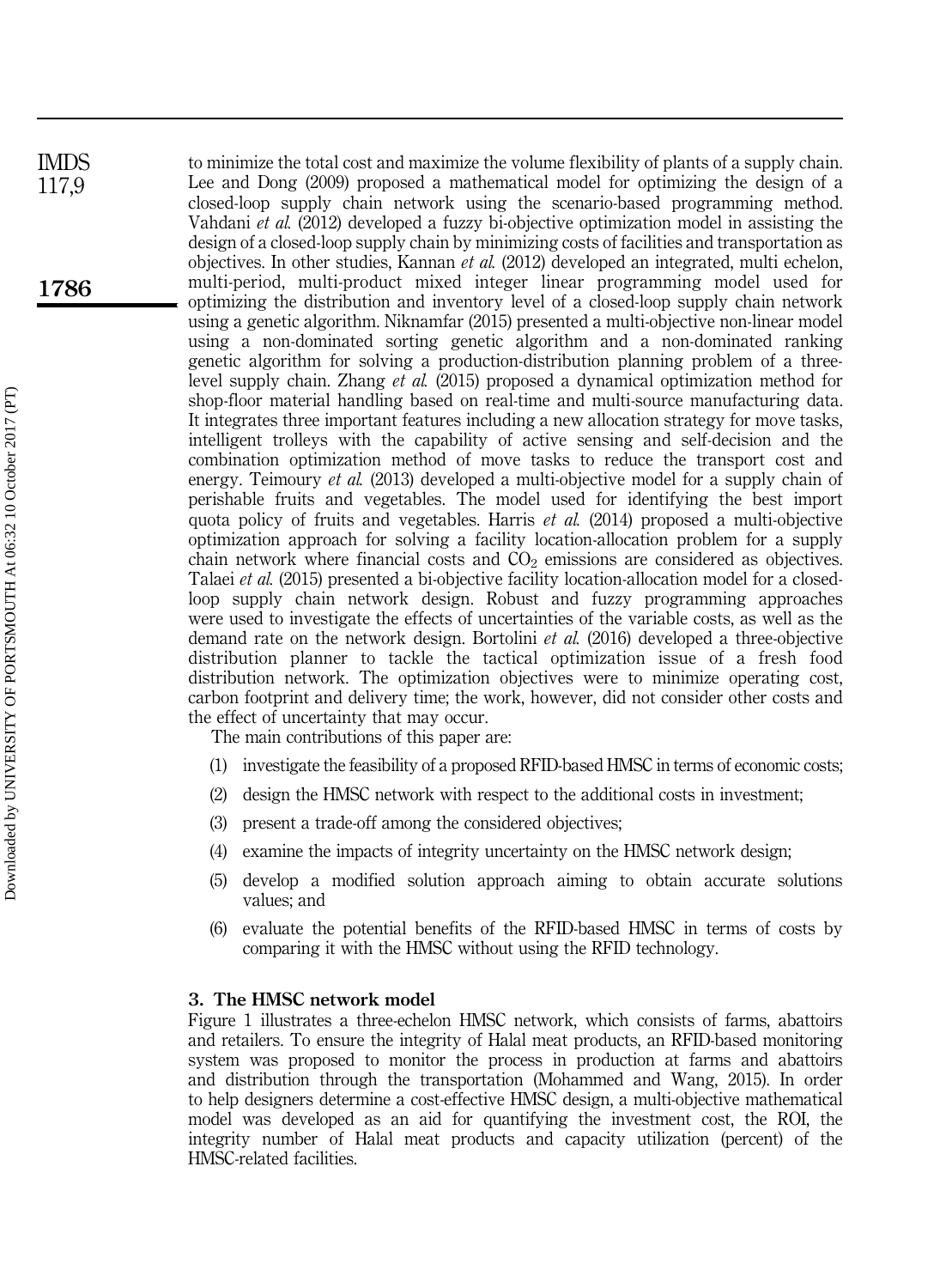to minimize the total cost and maximize the volume flexibility of plants of a supply chain. Lee and Dong (2009) proposed a mathematical model for optimizing the design of a closed-loop supply chain network using the scenario-based programming method. Vahdani *et al.* (2012) developed a fuzzy bi-objective optimization model in assisting the design of a closed-loop supply chain by minimizing costs of facilities and transportation as objectives. In other studies, Kannan *et al.* (2012) developed an integrated, multi echelon, multi-period, multi-product mixed integer linear programming model used for optimizing the distribution and inventory level of a closed-loop supply chain network using a genetic algorithm. Niknamfar (2015) presented a multi-objective non-linear model using a non-dominated sorting genetic algorithm and a non-dominated ranking genetic algorithm for solving a production-distribution planning problem of a three-level supply chain. Zhang *et al.* (2015) proposed a dynamical optimization method for shop-floor material handling based on real-time and multi-source manufacturing data. It integrates three important features including a new allocation strategy for move tasks, intelligent trolleys with the capability of active sensing and self-decision and the combination optimization method of move tasks to reduce the transport cost and energy. Teimoury *et al.* (2013) developed a multi-objective model for a supply chain of perishable fruits and vegetables. The model used for identifying the best import quota policy of fruits and vegetables. Harris *et al.* (2014) proposed a multi-objective optimization approach for solving a facility location-allocation problem for a supply chain network where financial costs and $CO_2$ emissions are considered as objectives. Talaei *et al.* (2015) presented a bi-objective facility location-allocation model for a closed-loop supply chain network design. Robust and fuzzy programming approaches were used to investigate the effects of uncertainties of the variable costs, as well as the demand rate on the network design. Bortolini *et al.* (2016) developed a three-objective distribution planner to tackle the tactical optimization issue of a fresh food distribution network. The optimization objectives were to minimize operating cost, carbon footprint and delivery time; the work, however, did not consider other costs and the effect of uncertainty that may occur.

The main contributions of this paper are:

1. investigate the feasibility of a proposed RFID-based HMSC in terms of economic costs;
2. design the HMSC network with respect to the additional costs in investment;
3. present a trade-off among the considered objectives;
4. examine the impacts of integrity uncertainty on the HMSC network design;
5. develop a modified solution approach aiming to obtain accurate solutions values; and
6. evaluate the potential benefits of the RFID-based HMSC in terms of costs by comparing it with the HMSC without using the RFID technology.

## 3. The HMSC network model

Figure 1 illustrates a three-echelon HMSC network, which consists of farms, abattoirs and retailers. To ensure the integrity of Halal meat products, an RFID-based monitoring system was proposed to monitor the process in production at farms and abattoirs and distribution through the transportation (Mohammed and Wang, 2015). In order to help designers determine a cost-effective HMSC design, a multi-objective mathematical model was developed as an aid for quantifying the investment cost, the ROI, the integrity number of Halal meat products and capacity utilization (percent) of the HMSC-related facilities.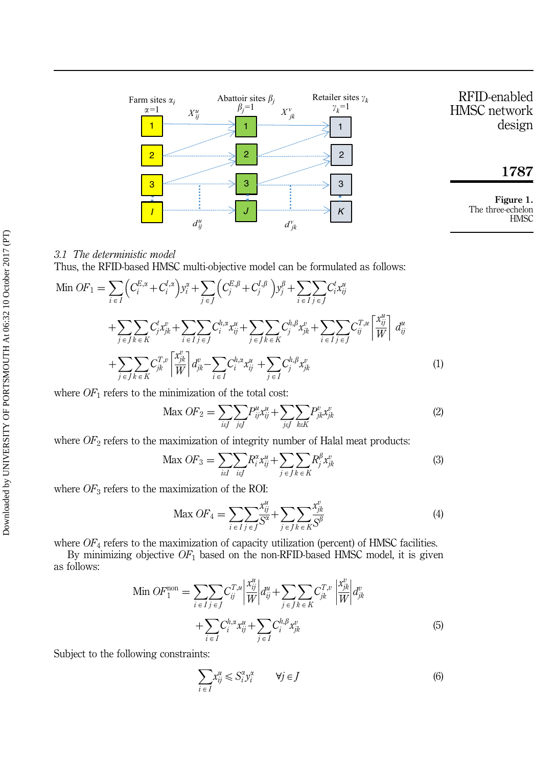Figure 1. The three-echelon HMSC

### 3.1 The deterministic model

Thus, the RFID-based HMSC multi-objective model can be formulated as follows:

$$\begin{aligned}\text{Min } OF_1 = &\sum_{i\in I}\left(C_i^{E,\alpha}+C_i^{I,\alpha}\right)y_i^{\alpha}+\sum_{j\in J}\left(C_j^{E,\beta}+C_j^{I,\beta}\right)y_j^{\beta}+\sum_{i\in I}\sum_{j\in J}C_i^t x_{ij}^u\\ &+\sum_{j\in J}\sum_{k\in K}C_j^t x_{jk}^v+\sum_{i\in I}\sum_{j\in J}C_i^{h,\alpha}x_{ij}^u+\sum_{j\in J}\sum_{k\in K}C_j^{h,\beta}x_{jk}^v+\sum_{i\in I}\sum_{j\in J}C_{ij}^{T,u}\left\lceil\frac{x_{ij}^u}{W}\right\rceil d_{ij}^u\\ &+\sum_{j\in J}\sum_{k\in K}C_{jk}^{T,v}\left\lceil\frac{x_{jk}^v}{W}\right\rceil d_{jk}^v-\sum_{i\in I}C_i^{h,\alpha}x_{ij}^u+\sum_{j\in I}C_j^{h,\beta}x_{jk}^v\end{aligned}\tag{1}$$

where $OF_1$ refers to the minimization of the total cost:

$$\text{Max } OF_2=\sum_{i\epsilon J}\sum_{i\epsilon J}P_{ij}^u x_{ij}^u+\sum_{j\epsilon J}\sum_{k\epsilon K}P_{jk}^v x_{jk}^v\tag{2}$$

where $OF_2$ refers to the maximization of integrity number of Halal meat products:

$$\text{Max } OF_3=\sum_{i\epsilon I}\sum_{i\epsilon J}R_i^{\alpha}x_{ij}^u+\sum_{j\in J}\sum_{k\in K}R_j^{\beta}x_{jk}^v\tag{3}$$

where $OF_3$ refers to the maximization of the ROI:

$$\text{Max } OF_4=\sum_{i\in I}\sum_{j\in J}\frac{x_{ij}^u}{S^{\alpha}}+\sum_{j\in J}\sum_{k\in K}\frac{x_{jk}^v}{S^{\beta}}\tag{4}$$

where $OF_4$ refers to the maximization of capacity utilization (percent) of HMSC facilities.

By minimizing objective $OF_1$ based on the non-RFID-based HMSC model, it is given as follows:

$$\begin{aligned}\text{Min } OF_1^{\text{non}}=&\sum_{i\in I}\sum_{j\in J}C_{ij}^{T,u}\left|\frac{x_{ij}^u}{W}\right|d_{ij}^u+\sum_{j\in J}\sum_{k\in K}C_{jk}^{T,v}\left|\frac{x_{jk}^v}{W}\right|d_{jk}^v\\ &+\sum_{i\in I}C_i^{h,\alpha}x_{ij}^u+\sum_{j\in I}C_i^{h,\beta}x_{jk}^v\end{aligned}\tag{5}$$

Subject to the following constraints:

$$\sum_{i\in I}x_{ij}^u\leqslant S_i^{\alpha}y_i^{\alpha}\qquad\forall j\in J\tag{6}$$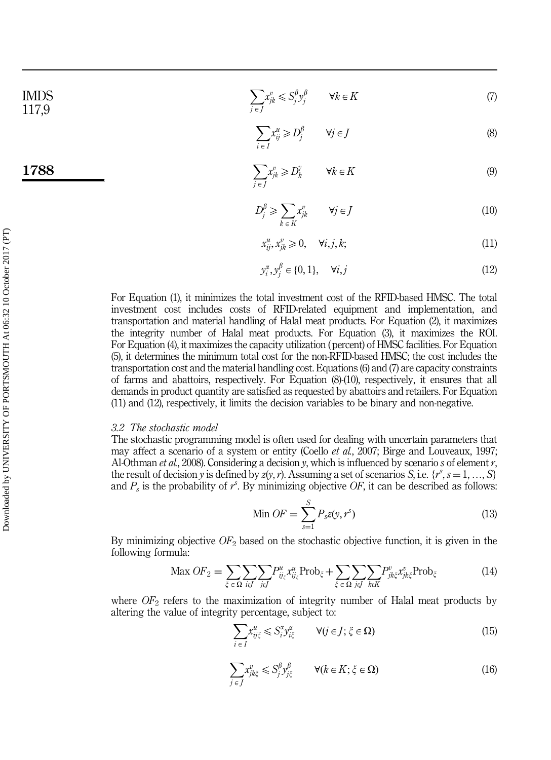$$\sum_{j \in J} x_{jk}^{v} \leqslant S_j^{\beta} y_j^{\beta} \qquad \forall k \in K \tag{7}$$

$$\sum_{i \in I} x_{ij}^{u} \geqslant D_j^{\beta} \qquad \forall j \in J \tag{8}$$

$$\sum_{j \in J} x_{jk}^{v} \geqslant D_k^{\gamma} \qquad \forall k \in K \tag{9}$$

$$D_j^{\beta} \geqslant \sum_{k \in K} x_{jk}^{v} \qquad \forall j \in J \tag{10}$$

$$x_{ij}^{u}, x_{jk}^{v} \geqslant 0, \quad \forall i, j, k; \tag{11}$$

$$y_i^{\alpha}, y_j^{\beta} \in \{0, 1\}, \quad \forall i, j \tag{12}$$

For Equation (1), it minimizes the total investment cost of the RFID-based HMSC. The total investment cost includes costs of RFID-related equipment and implementation, and transportation and material handling of Halal meat products. For Equation (2), it maximizes the integrity number of Halal meat products. For Equation (3), it maximizes the ROI. For Equation (4), it maximizes the capacity utilization (percent) of HMSC facilities. For Equation (5), it determines the minimum total cost for the non-RFID-based HMSC; the cost includes the transportation cost and the material handling cost. Equations (6) and (7) are capacity constraints of farms and abattoirs, respectively. For Equation (8)-(10), respectively, it ensures that all demands in product quantity are satisfied as requested by abattoirs and retailers. For Equation (11) and (12), respectively, it limits the decision variables to be binary and non-negative.

### *3.2 The stochastic model*

The stochastic programming model is often used for dealing with uncertain parameters that may affect a scenario of a system or entity (Coello *et al.*, 2007; Birge and Louveaux, 1997; Al-Othman *et al.*, 2008). Considering a decision $y$, which is influenced by scenario $s$ of element $r$, the result of decision $y$ is defined by $z(y, r)$. Assuming a set of scenarios $S$, i.e. $\{r^s, s = 1, \ldots, S\}$ and $P_s$ is the probability of $r^s$. By minimizing objective $OF$, it can be described as follows:

$$\text{Min } OF = \sum_{s=1}^{S} P_s z(y, r^s) \tag{13}$$

By minimizing objective $OF_2$ based on the stochastic objective function, it is given in the following formula:

$$\text{Max } OF_2 = \sum_{\xi \in \Omega} \sum_{i \in J} \sum_{j \in J} P_{ij_\xi}^{u} x_{ij_\xi}^{u} \text{Prob}_\xi + \sum_{\xi \in \Omega} \sum_{j \in J} \sum_{k \in K} P_{jk\xi}^{v} x_{jk\xi}^{v} \text{Prob}_\xi \tag{14}$$

where $OF_2$ refers to the maximization of integrity number of Halal meat products by altering the value of integrity percentage, subject to:

$$\sum_{i \in I} x_{ij\xi}^{u} \leqslant S_i^{\alpha} y_{i\xi}^{\alpha} \qquad \forall (j \in J; \xi \in \Omega) \tag{15}$$

$$\sum_{j \in J} x_{jk\xi}^{v} \leqslant S_j^{\beta} y_{j\xi}^{\beta} \qquad \forall (k \in K; \xi \in \Omega) \tag{16}$$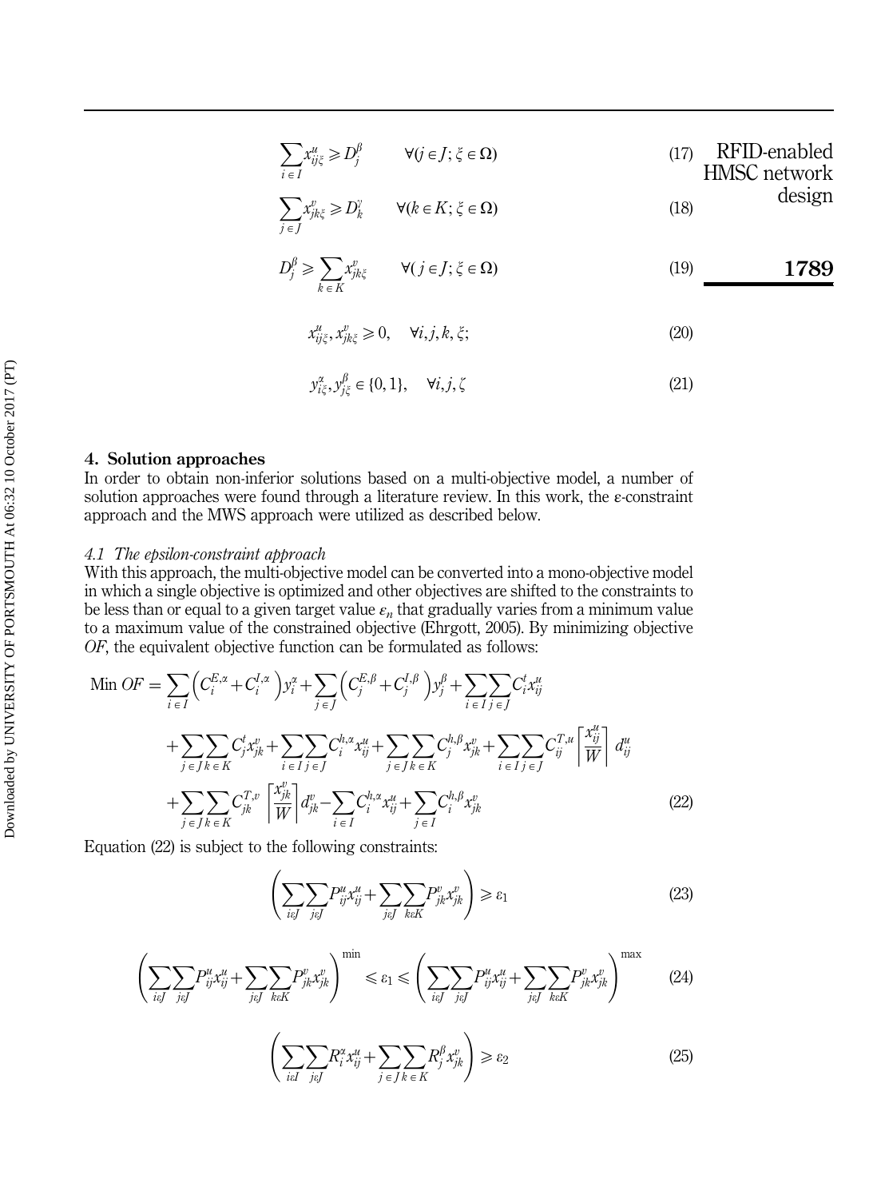$$\sum_{i \in I} x^{u}_{ij\xi} \geqslant D^{\beta}_{j} \qquad \forall (j \in J; \xi \in \Omega) \tag{17}$$

$$\sum_{j \in J} x^{v}_{jk\xi} \geqslant D^{\gamma}_{k} \qquad \forall (k \in K; \xi \in \Omega) \tag{18}$$

$$D^{\beta}_{j} \geqslant \sum_{k \in K} x^{v}_{jk\xi} \qquad \forall (j \in J; \xi \in \Omega) \tag{19}$$

$$x^{u}_{ij\xi}, x^{v}_{jk\xi} \geqslant 0, \quad \forall i, j, k, \xi; \tag{20}$$

$$y^{\alpha}_{i\xi}, y^{\beta}_{j\xi} \in \{0, 1\}, \quad \forall i, j, \zeta \tag{21}$$

## 4. Solution approaches

In order to obtain non-inferior solutions based on a multi-objective model, a number of solution approaches were found through a literature review. In this work, the ε-constraint approach and the MWS approach were utilized as described below.

### 4.1 The epsilon-constraint approach

With this approach, the multi-objective model can be converted into a mono-objective model in which a single objective is optimized and other objectives are shifted to the constraints to be less than or equal to a given target value $\varepsilon_n$ that gradually varies from a minimum value to a maximum value of the constrained objective (Ehrgott, 2005). By minimizing objective *OF*, the equivalent objective function can be formulated as follows:

$$\begin{aligned}
\text{Min } OF = & \sum_{i \in I} \left( C^{E,\alpha}_{i} + C^{I,\alpha}_{i} \right) y^{\alpha}_{i} + \sum_{j \in J} \left( C^{E,\beta}_{j} + C^{I,\beta}_{j} \right) y^{\beta}_{j} + \sum_{i \in I} \sum_{j \in J} C^{t}_{i} x^{u}_{ij} \\
& + \sum_{j \in J} \sum_{k \in K} C^{t}_{j} x^{v}_{jk} + \sum_{i \in I} \sum_{j \in J} C^{h,\alpha}_{i} x^{u}_{ij} + \sum_{j \in J} \sum_{k \in K} C^{h,\beta}_{j} x^{v}_{jk} + \sum_{i \in I} \sum_{j \in J} C^{T,u}_{ij} \left\lceil \frac{x^{u}_{ij}}{W} \right\rceil d^{u}_{ij} \\
& + \sum_{j \in J} \sum_{k \in K} C^{T,v}_{jk} \left\lceil \frac{x^{v}_{jk}}{W} \right\rceil d^{v}_{jk} - \sum_{i \in I} C^{h,\alpha}_{i} x^{u}_{ij} + \sum_{j \in I} C^{h,\beta}_{i} x^{v}_{jk}
\end{aligned} \tag{22}$$

Equation (22) is subject to the following constraints:

$$\left( \sum_{i \varepsilon J} \sum_{j \varepsilon J} P^{u}_{ij} x^{u}_{ij} + \sum_{j \varepsilon J} \sum_{k \varepsilon K} P^{v}_{jk} x^{v}_{jk} \right) \geqslant \varepsilon_1 \tag{23}$$

$$\left( \sum_{i \varepsilon J} \sum_{j \varepsilon J} P^{u}_{ij} x^{u}_{ij} + \sum_{j \varepsilon J} \sum_{k \varepsilon K} P^{v}_{jk} x^{v}_{jk} \right)^{\min} \leqslant \varepsilon_1 \leqslant \left( \sum_{i \varepsilon J} \sum_{j \varepsilon J} P^{u}_{ij} x^{u}_{ij} + \sum_{j \varepsilon J} \sum_{k \varepsilon K} P^{v}_{jk} x^{v}_{jk} \right)^{\max} \tag{24}$$

$$\left( \sum_{i \varepsilon I} \sum_{j \varepsilon J} R^{\alpha}_{i} x^{u}_{ij} + \sum_{j \in J} \sum_{k \in K} R^{\beta}_{j} x^{v}_{jk} \right) \geqslant \varepsilon_2 \tag{25}$$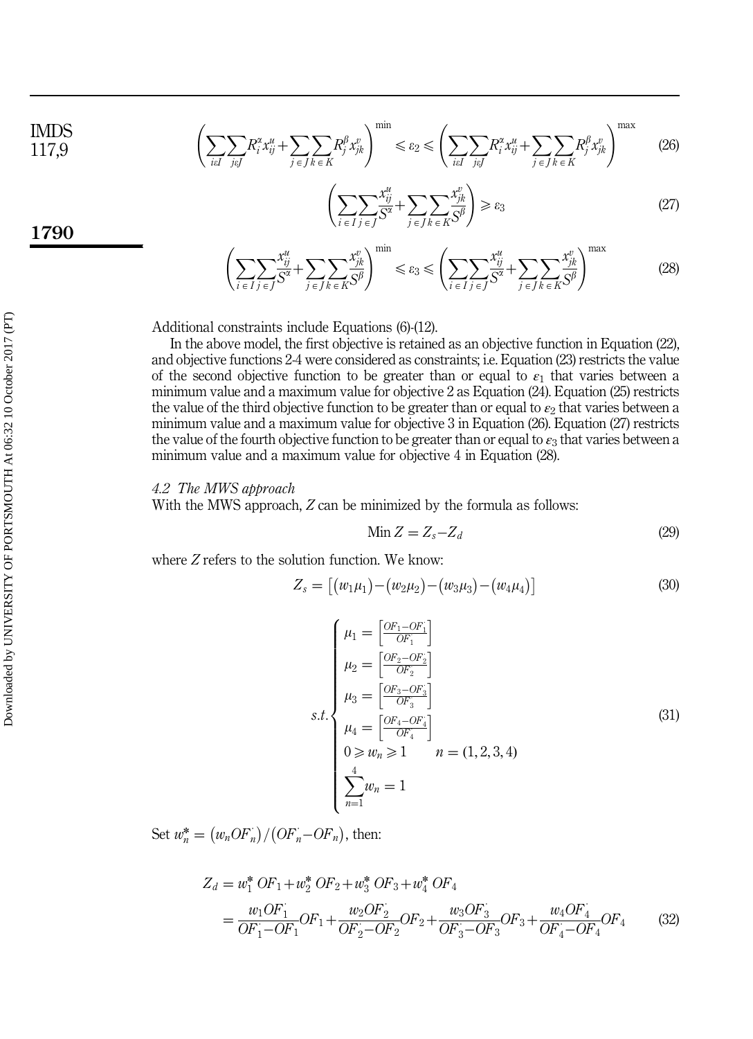$$\left(\sum_{i\varepsilon I}\sum_{j\varepsilon J}R_i^{\alpha}x_{ij}^{u}+\sum_{j\in J}\sum_{k\in K}R_j^{\beta}x_{jk}^{v}\right)^{\min}\leqslant\varepsilon_2\leqslant\left(\sum_{i\varepsilon I}\sum_{j\varepsilon J}R_i^{\alpha}x_{ij}^{u}+\sum_{j\in J}\sum_{k\in K}R_j^{\beta}x_{jk}^{v}\right)^{\max}\tag{26}$$

$$\left(\sum_{i\in I}\sum_{j\in J}\frac{x_{ij}^{u}}{S^{\alpha}}+\sum_{j\in J}\sum_{k\in K}\frac{x_{jk}^{v}}{S^{\beta}}\right)\geqslant\varepsilon_3\tag{27}$$

$$\left(\sum_{i\in I}\sum_{j\in J}\frac{x_{ij}^{u}}{S^{\alpha}}+\sum_{j\in J}\sum_{k\in K}\frac{x_{jk}^{v}}{S^{\beta}}\right)^{\min}\leqslant\varepsilon_3\leqslant\left(\sum_{i\in I}\sum_{j\in J}\frac{x_{ij}^{u}}{S^{\alpha}}+\sum_{j\in J}\sum_{k\in K}\frac{x_{jk}^{v}}{S^{\beta}}\right)^{\max}\tag{28}$$

Additional constraints include Equations (6)-(12).

In the above model, the first objective is retained as an objective function in Equation (22), and objective functions 2-4 were considered as constraints; i.e. Equation (23) restricts the value of the second objective function to be greater than or equal to $\varepsilon_1$ that varies between a minimum value and a maximum value for objective 2 as Equation (24). Equation (25) restricts the value of the third objective function to be greater than or equal to $\varepsilon_2$ that varies between a minimum value and a maximum value for objective 3 in Equation (26). Equation (27) restricts the value of the fourth objective function to be greater than or equal to $\varepsilon_3$ that varies between a minimum value and a maximum value for objective 4 in Equation (28).

*4.2 The MWS approach*

With the MWS approach, $Z$ can be minimized by the formula as follows:

$$\text{Min } Z = Z_s - Z_d\tag{29}$$

where $Z$ refers to the solution function. We know:

$$Z_s = \left[(w_1\mu_1)-(w_2\mu_2)-(w_3\mu_3)-(w_4\mu_4)\right]\tag{30}$$

$$s.t.\begin{cases}\mu_1=\left[\frac{OF_1-OF_1^{\cdot}}{OF_1^{\cdot}}\right]\\ \mu_2=\left[\frac{OF_2-OF_2^{\cdot}}{OF_2^{\cdot}}\right]\\ \mu_3=\left[\frac{OF_3-OF_3^{\cdot}}{OF_3^{\cdot}}\right]\\ \mu_4=\left[\frac{OF_4-OF_4^{\cdot}}{OF_4^{\cdot}}\right]\\ 0\geqslant w_n\geqslant 1 \qquad n=(1,2,3,4)\\ \sum_{n=1}^{4}w_n=1\end{cases}\tag{31}$$

Set $w_n^{*}=\left(w_nOF_n^{\cdot}\right)/\left(OF_n^{\cdot}-OF_n\right)$, then:

$$\begin{aligned}Z_d &= w_1^{*}\,OF_1+w_2^{*}\,OF_2+w_3^{*}\,OF_3+w_4^{*}\,OF_4\\ &=\frac{w_1OF_1^{\cdot}}{OF_1^{\cdot}-OF_1}OF_1+\frac{w_2OF_2^{\cdot}}{OF_2^{\cdot}-OF_2}OF_2+\frac{w_3OF_3^{\cdot}}{OF_3^{\cdot}-OF_3}OF_3+\frac{w_4OF_4^{\cdot}}{OF_4^{\cdot}-OF_4}OF_4\end{aligned}\tag{32}$$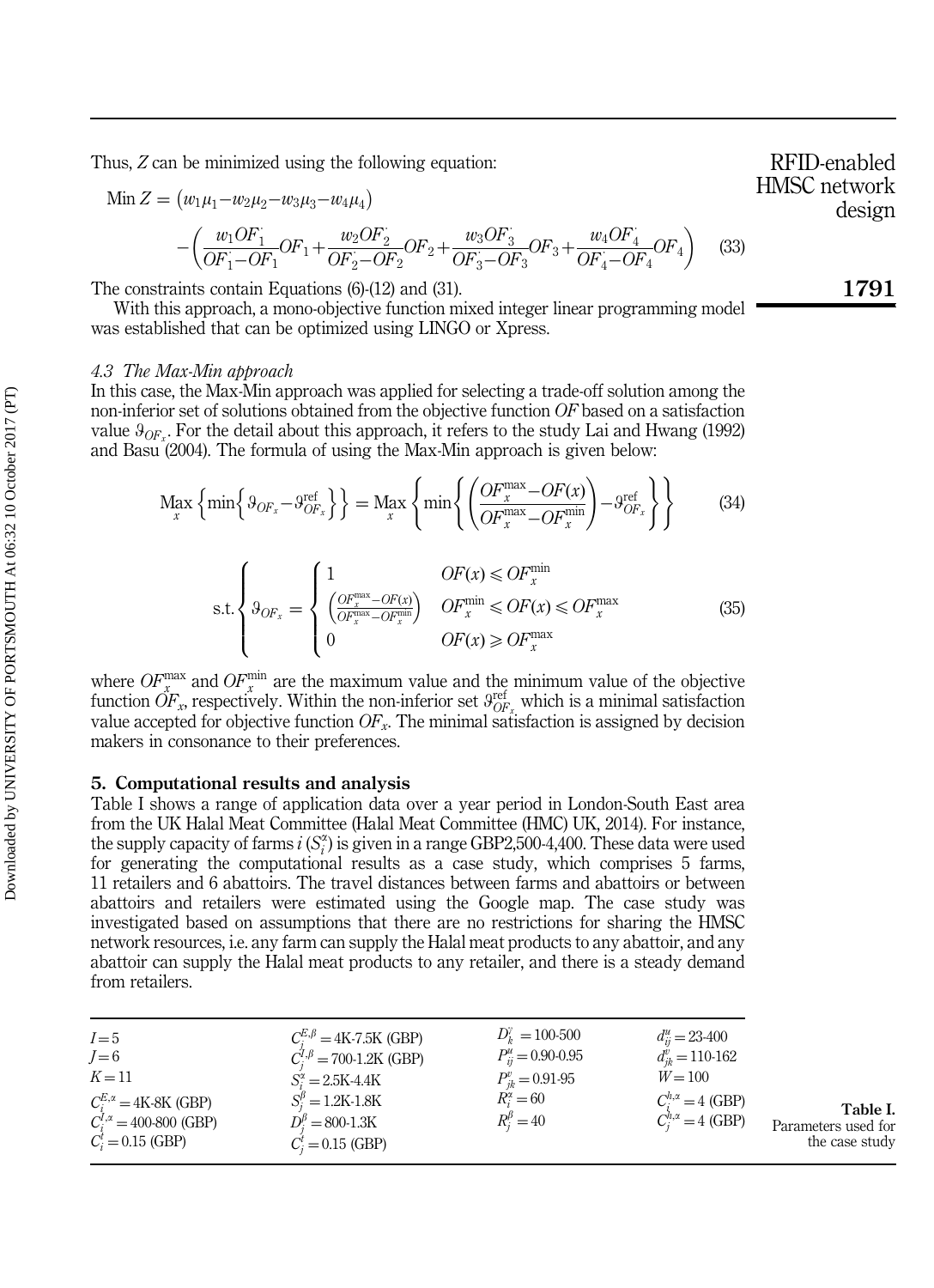Thus, $Z$ can be minimized using the following equation:

$$\text{Min } Z = (w_1\mu_1 - w_2\mu_2 - w_3\mu_3 - w_4\mu_4) - \left( \frac{w_1 OF_1^{'}}{OF_1^{'} - OF_1} OF_1 + \frac{w_2 OF_2^{'}}{OF_2^{'} - OF_2} OF_2 + \frac{w_3 OF_3^{'}}{OF_3^{'} - OF_3} OF_3 + \frac{w_4 OF_4^{'}}{OF_4^{'} - OF_4} OF_4 \right) \quad (33)$$

The constraints contain Equations (6)-(12) and (31).

With this approach, a mono-objective function mixed integer linear programming model was established that can be optimized using LINGO or Xpress.

### 4.3 The Max-Min approach

In this case, the Max-Min approach was applied for selecting a trade-off solution among the non-inferior set of solutions obtained from the objective function $OF$ based on a satisfaction value $\vartheta_{OF_x}$. For the detail about this approach, it refers to the study Lai and Hwang (1992) and Basu (2004). The formula of using the Max-Min approach is given below:

$$\underset{x}{\text{Max}} \left\{ \min\left\{ \vartheta_{OF_x} - \vartheta_{OF_x}^{\text{ref}} \right\} \right\} = \underset{x}{\text{Max}} \left\{ \min\left\{ \left( \frac{OF_x^{\max} - OF(x)}{OF_x^{\max} - OF_x^{\min}} \right) - \vartheta_{OF_x}^{\text{ref}} \right\} \right\} \quad (34)$$

$$\text{s.t.} \left\{ \vartheta_{OF_x} = \begin{cases} 1 & OF(x) \leqslant OF_x^{\min} \\ \left( \frac{OF_x^{\max} - OF(x)}{OF_x^{\max} - OF_x^{\min}} \right) & OF_x^{\min} \leqslant OF(x) \leqslant OF_x^{\max} \\ 0 & OF(x) \geqslant OF_x^{\max} \end{cases} \right. \quad (35)$$

where $OF_x^{\max}$ and $OF_x^{\min}$ are the maximum value and the minimum value of the objective function $OF_x$, respectively. Within the non-inferior set $\vartheta_{OF_x}^{\text{ref}}$ which is a minimal satisfaction value accepted for objective function $OF_x$. The minimal satisfaction is assigned by decision makers in consonance to their preferences.

## 5. Computational results and analysis

Table I shows a range of application data over a year period in London-South East area from the UK Halal Meat Committee (Halal Meat Committee (HMC) UK, 2014). For instance, the supply capacity of farms $i$ ($S_i^{\alpha}$) is given in a range GBP2,500-4,400. These data were used for generating the computational results as a case study, which comprises 5 farms, 11 retailers and 6 abattoirs. The travel distances between farms and abattoirs or between abattoirs and retailers were estimated using the Google map. The case study was investigated based on assumptions that there are no restrictions for sharing the HMSC network resources, i.e. any farm can supply the Halal meat products to any abattoir, and any abattoir can supply the Halal meat products to any retailer, and there is a steady demand from retailers.

| | | | |
|---|---|---|---|
| $I=5$ | $C_j^{E,\beta}$ = 4K-7.5K (GBP) | $D_k^{\gamma}$ = 100-500 | $d_{ij}^{u}$ = 23-400 |
| $J=6$ | $C_j^{I,\beta}$ = 700-1.2K (GBP) | $P_{ij}^{u}$ = 0.90-0.95 | $d_{jk}^{v}$ = 110-162 |
| $K=11$ | $S_i^{\alpha}$ = 2.5K-4.4K | $P_{jk}^{v}$ = 0.91-95 | $W=100$ |
| $C_i^{E,\alpha}$ = 4K-8K (GBP) | $S_j^{\beta}$ = 1.2K-1.8K | $R_i^{\alpha}=60$ | $C_i^{h,\alpha}$ = 4 (GBP) |
| $C_i^{I,\alpha}$ = 400-800 (GBP) | $D_j^{\beta}$ = 800-1.3K | $R_j^{\beta}=40$ | $C_j^{h,\alpha}$ = 4 (GBP) |
| $C_i^{t}$ = 0.15 (GBP) | $C_j^{t}$ = 0.15 (GBP) | | |

**Table I.** Parameters used for the case study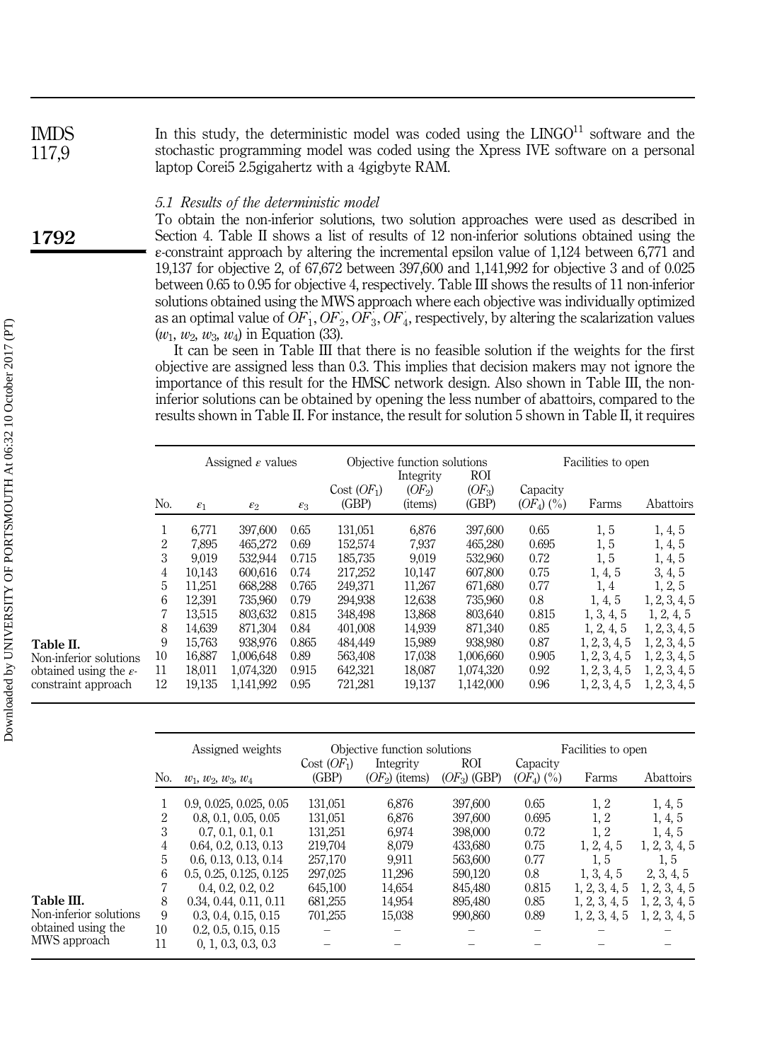In this study, the deterministic model was coded using the LINGO[11] software and the stochastic programming model was coded using the Xpress IVE software on a personal laptop Corei5 2.5gigahertz with a 4gigbyte RAM.

### 5.1 Results of the deterministic model

To obtain the non-inferior solutions, two solution approaches were used as described in Section 4. Table II shows a list of results of 12 non-inferior solutions obtained using the ε-constraint approach by altering the incremental epsilon value of 1,124 between 6,771 and 19,137 for objective 2, of 67,672 between 397,600 and 1,141,992 for objective 3 and of 0.025 between 0.65 to 0.95 for objective 4, respectively. Table III shows the results of 11 non-inferior solutions obtained using the MWS approach where each objective was individually optimized as an optimal value of $OF_1^{\cdot}, OF_2^{\cdot}, OF_3^{\cdot}, OF_4^{\cdot}$, respectively, by altering the scalarization values ($w_1$, $w_2$, $w_3$, $w_4$) in Equation (33).

It can be seen in Table III that there is no feasible solution if the weights for the first objective are assigned less than 0.3. This implies that decision makers may not ignore the importance of this result for the HMSC network design. Also shown in Table III, the non-inferior solutions can be obtained by opening the less number of abattoirs, compared to the results shown in Table II. For instance, the result for solution 5 shown in Table II, it requires

**Table II.** Non-inferior solutions obtained using the ε-constraint approach

| No. | Assigned ε values | | | Objective function solutions | | | | Facilities to open | |
|---|---|---|---|---|---|---|---|---|---|
| | $\varepsilon_1$ | $\varepsilon_2$ | $\varepsilon_3$ | Cost ($OF_1$) (GBP) | Integrity ($OF_2$) (items) | ROI ($OF_3$) (GBP) | Capacity ($OF_4$) (%) | Farms | Abattoirs |
| 1 | 6,771 | 397,600 | 0.65 | 131,051 | 6,876 | 397,600 | 0.65 | 1, 5 | 1, 4, 5 |
| 2 | 7,895 | 465,272 | 0.69 | 152,574 | 7,937 | 465,280 | 0.695 | 1, 5 | 1, 4, 5 |
| 3 | 9,019 | 532,944 | 0.715 | 185,735 | 9,019 | 532,960 | 0.72 | 1, 5 | 1, 4, 5 |
| 4 | 10,143 | 600,616 | 0.74 | 217,252 | 10,147 | 607,800 | 0.75 | 1, 4, 5 | 3, 4, 5 |
| 5 | 11,251 | 668,288 | 0.765 | 249,371 | 11,267 | 671,680 | 0.77 | 1, 4 | 1, 2, 5 |
| 6 | 12,391 | 735,960 | 0.79 | 294,938 | 12,638 | 735,960 | 0.8 | 1, 4, 5 | 1, 2, 3, 4, 5 |
| 7 | 13,515 | 803,632 | 0.815 | 348,498 | 13,868 | 803,640 | 0.815 | 1, 3, 4, 5 | 1, 2, 4, 5 |
| 8 | 14,639 | 871,304 | 0.84 | 401,008 | 14,939 | 871,340 | 0.85 | 1, 2, 4, 5 | 1, 2, 3, 4, 5 |
| 9 | 15,763 | 938,976 | 0.865 | 484,449 | 15,989 | 938,980 | 0.87 | 1, 2, 3, 4, 5 | 1, 2, 3, 4, 5 |
| 10 | 16,887 | 1,006,648 | 0.89 | 563,408 | 17,038 | 1,006,660 | 0.905 | 1, 2, 3, 4, 5 | 1, 2, 3, 4, 5 |
| 11 | 18,011 | 1,074,320 | 0.915 | 642,321 | 18,087 | 1,074,320 | 0.92 | 1, 2, 3, 4, 5 | 1, 2, 3, 4, 5 |
| 12 | 19,135 | 1,141,992 | 0.95 | 721,281 | 19,137 | 1,142,000 | 0.96 | 1, 2, 3, 4, 5 | 1, 2, 3, 4, 5 |

**Table III.** Non-inferior solutions obtained using the MWS approach

| No. | Assigned weights $w_1, w_2, w_3, w_4$ | Cost ($OF_1$) (GBP) | Integrity ($OF_2$) (items) | ROI ($OF_3$) (GBP) | Capacity ($OF_4$) (%) | Farms | Abattoirs |
|---|---|---|---|---|---|---|---|
| 1 | 0.9, 0.025, 0.025, 0.05 | 131,051 | 6,876 | 397,600 | 0.65 | 1, 2 | 1, 4, 5 |
| 2 | 0.8, 0.1, 0.05, 0.05 | 131,051 | 6,876 | 397,600 | 0.695 | 1, 2 | 1, 4, 5 |
| 3 | 0.7, 0.1, 0.1, 0.1 | 131,251 | 6,974 | 398,000 | 0.72 | 1, 2 | 1, 4, 5 |
| 4 | 0.64, 0.2, 0.13, 0.13 | 219,704 | 8,079 | 433,680 | 0.75 | 1, 2, 4, 5 | 1, 2, 3, 4, 5 |
| 5 | 0.6, 0.13, 0.13, 0.14 | 257,170 | 9,911 | 563,600 | 0.77 | 1, 5 | 1, 5 |
| 6 | 0.5, 0.25, 0.125, 0.125 | 297,025 | 11,296 | 590,120 | 0.8 | 1, 3, 4, 5 | 2, 3, 4, 5 |
| 7 | 0.4, 0.2, 0.2, 0.2 | 645,100 | 14,654 | 845,480 | 0.815 | 1, 2, 3, 4, 5 | 1, 2, 3, 4, 5 |
| 8 | 0.34, 0.44, 0.11, 0.11 | 681,255 | 14,954 | 895,480 | 0.85 | 1, 2, 3, 4, 5 | 1, 2, 3, 4, 5 |
| 9 | 0.3, 0.4, 0.15, 0.15 | 701,255 | 15,038 | 990,860 | 0.89 | 1, 2, 3, 4, 5 | 1, 2, 3, 4, 5 |
| 10 | 0.2, 0.5, 0.15, 0.15 | – | – | – | – | – | – |
| 11 | 0, 1, 0.3, 0.3 | – | – | – | – | – | – |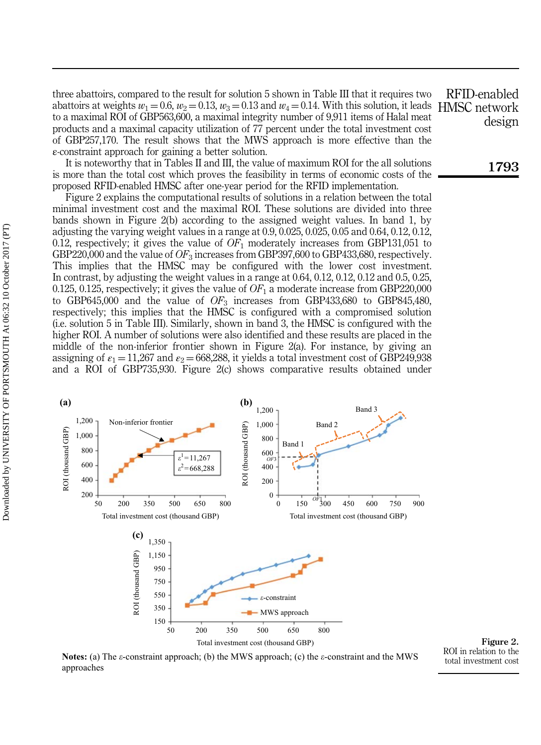three abattoirs, compared to the result for solution 5 shown in Table III that it requires two abattoirs at weights $w_1 = 0.6$, $w_2 = 0.13$, $w_3 = 0.13$ and $w_4 = 0.14$. With this solution, it leads to a maximal ROI of GBP563,600, a maximal integrity number of 9,911 items of Halal meat products and a maximal capacity utilization of 77 percent under the total investment cost of GBP257,170. The result shows that the MWS approach is more effective than the ε-constraint approach for gaining a better solution.

It is noteworthy that in Tables II and III, the value of maximum ROI for the all solutions is more than the total cost which proves the feasibility in terms of economic costs of the proposed RFID-enabled HMSC after one-year period for the RFID implementation.

Figure 2 explains the computational results of solutions in a relation between the total minimal investment cost and the maximal ROI. These solutions are divided into three bands shown in Figure 2(b) according to the assigned weight values. In band 1, by adjusting the varying weight values in a range at 0.9, 0.025, 0.025, 0.05 and 0.64, 0.12, 0.12, 0.12, respectively; it gives the value of $OF_1$ moderately increases from GBP131,051 to GBP220,000 and the value of $OF_3$ increases from GBP397,600 to GBP433,680, respectively. This implies that the HMSC may be configured with the lower cost investment. In contrast, by adjusting the weight values in a range at 0.64, 0.12, 0.12, 0.12 and 0.5, 0.25, 0.125, 0.125, respectively; it gives the value of $OF_1$ a moderate increase from GBP220,000 to GBP645,000 and the value of $OF_3$ increases from GBP433,680 to GBP845,480, respectively; this implies that the HMSC is configured with a compromised solution (i.e. solution 5 in Table III). Similarly, shown in band 3, the HMSC is configured with the higher ROI. A number of solutions were also identified and these results are placed in the middle of the non-inferior frontier shown in Figure 2(a). For instance, by giving an assigning of $\varepsilon_1 = 11{,}267$ and $\varepsilon_2 = 668{,}288$, it yields a total investment cost of GBP249,938 and a ROI of GBP735,930. Figure 2(c) shows comparative results obtained under

**Notes:** (a) The ε-constraint approach; (b) the MWS approach; (c) the ε-constraint and the MWS approaches

**Figure 2.** ROI in relation to the total investment cost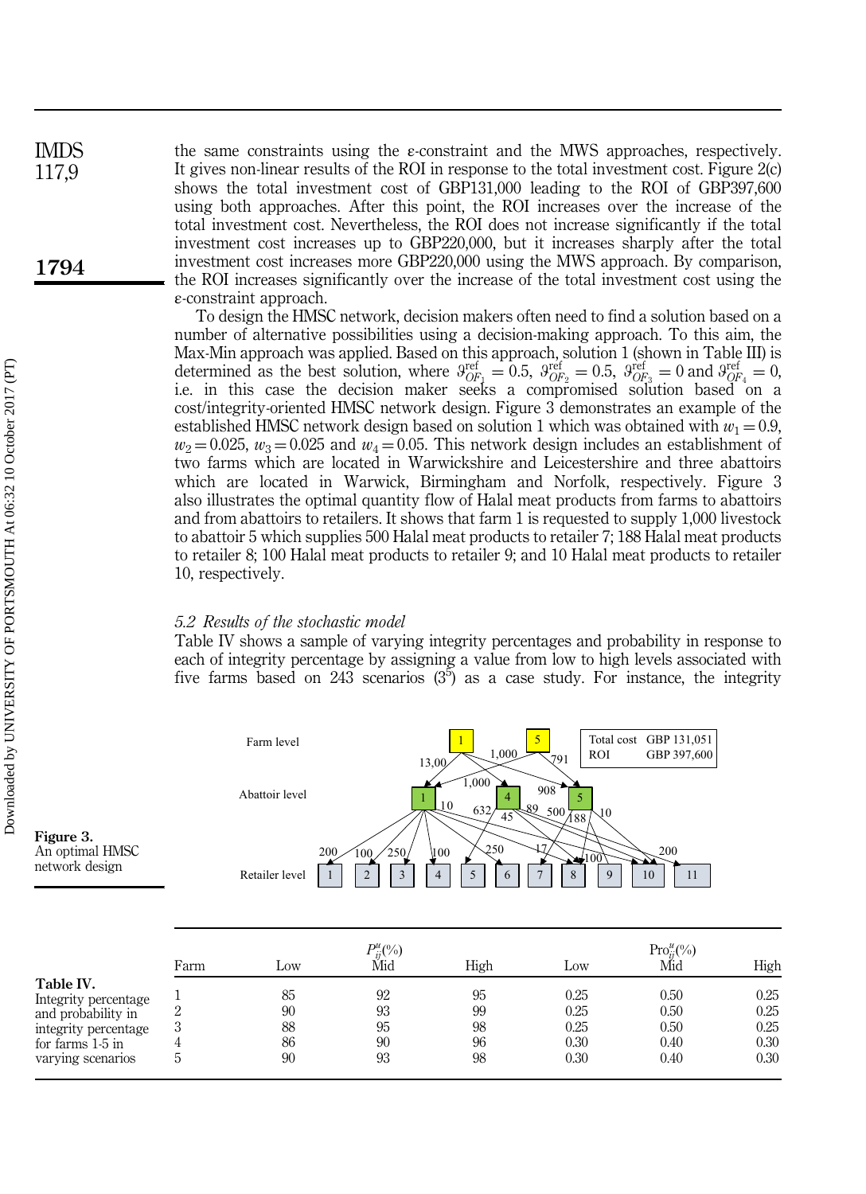the same constraints using the ε-constraint and the MWS approaches, respectively. It gives non-linear results of the ROI in response to the total investment cost. Figure 2(c) shows the total investment cost of GBP131,000 leading to the ROI of GBP397,600 using both approaches. After this point, the ROI increases over the increase of the total investment cost. Nevertheless, the ROI does not increase significantly if the total investment cost increases up to GBP220,000, but it increases sharply after the total investment cost increases more GBP220,000 using the MWS approach. By comparison, the ROI increases significantly over the increase of the total investment cost using the ε-constraint approach.

To design the HMSC network, decision makers often need to find a solution based on a number of alternative possibilities using a decision-making approach. To this aim, the Max-Min approach was applied. Based on this approach, solution 1 (shown in Table III) is determined as the best solution, where $\vartheta_{OF_1}^{\text{ref}} = 0.5$, $\vartheta_{OF_2}^{\text{ref}} = 0.5$, $\vartheta_{OF_3}^{\text{ref}} = 0$ and $\vartheta_{OF_4}^{\text{ref}} = 0$, i.e. in this case the decision maker seeks a compromised solution based on a cost/integrity-oriented HMSC network design. Figure 3 demonstrates an example of the established HMSC network design based on solution 1 which was obtained with $w_1 = 0.9$, $w_2 = 0.025$, $w_3 = 0.025$ and $w_4 = 0.05$. This network design includes an establishment of two farms which are located in Warwickshire and Leicestershire and three abattoirs which are located in Warwick, Birmingham and Norfolk, respectively. Figure 3 also illustrates the optimal quantity flow of Halal meat products from farms to abattoirs and from abattoirs to retailers. It shows that farm 1 is requested to supply 1,000 livestock to abattoir 5 which supplies 500 Halal meat products to retailer 7; 188 Halal meat products to retailer 8; 100 Halal meat products to retailer 9; and 10 Halal meat products to retailer 10, respectively.

### 5.2 Results of the stochastic model

Table IV shows a sample of varying integrity percentages and probability in response to each of integrity percentage by assigning a value from low to high levels associated with five farms based on 243 scenarios ($3^5$) as a case study. For instance, the integrity

Figure 3. An optimal HMSC network design

Table IV. Integrity percentage and probability in integrity percentage for farms 1-5 in varying scenarios

| | $P_{ij}^{u}(\%)$ | | | $\text{Pro}_{ij}^{u}(\%)$ | | |
|---|---|---|---|---|---|---|
| Farm | Low | Mid | High | Low | Mid | High |
| 1 | 85 | 92 | 95 | 0.25 | 0.50 | 0.25 |
| 2 | 90 | 93 | 99 | 0.25 | 0.50 | 0.25 |
| 3 | 88 | 95 | 98 | 0.25 | 0.50 | 0.25 |
| 4 | 86 | 90 | 96 | 0.30 | 0.40 | 0.30 |
| 5 | 90 | 93 | 98 | 0.30 | 0.40 | 0.30 |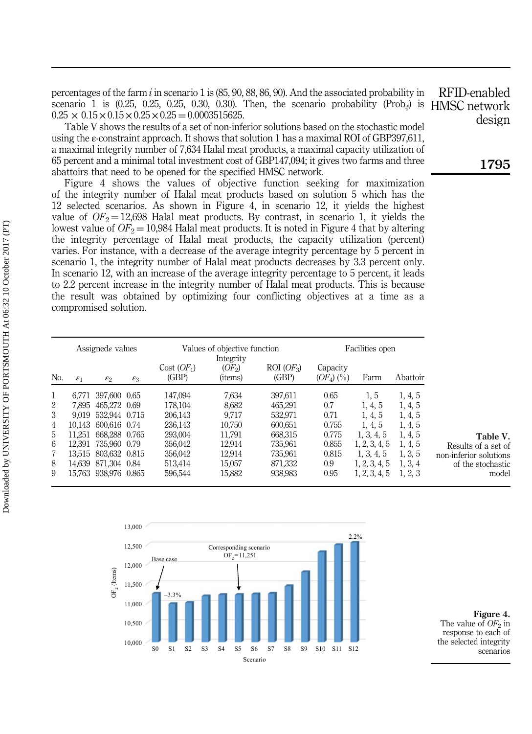percentages of the farm $i$ in scenario 1 is (85, 90, 88, 86, 90). And the associated probability in scenario 1 is (0.25, 0.25, 0.25, 0.30, 0.30). Then, the scenario probability ($\text{Prob}_{\xi}$) is $0.25 \times 0.15 \times 0.15 \times 0.25 \times 0.25 = 0.0003515625$.

Table V shows the results of a set of non-inferior solutions based on the stochastic model using the ε-constraint approach. It shows that solution 1 has a maximal ROI of GBP397,611, a maximal integrity number of 7,634 Halal meat products, a maximal capacity utilization of 65 percent and a minimal total investment cost of GBP147,094; it gives two farms and three abattoirs that need to be opened for the specified HMSC network.

Figure 4 shows the values of objective function seeking for maximization of the integrity number of Halal meat products based on solution 5 which has the 12 selected scenarios. As shown in Figure 4, in scenario 12, it yields the highest value of $OF_2 = 12{,}698$ Halal meat products. By contrast, in scenario 1, it yields the lowest value of $OF_2 = 10{,}984$ Halal meat products. It is noted in Figure 4 that by altering the integrity percentage of Halal meat products, the capacity utilization (percent) varies. For instance, with a decrease of the average integrity percentage by 5 percent in scenario 1, the integrity number of Halal meat products decreases by 3.3 percent only. In scenario 12, with an increase of the average integrity percentage to 5 percent, it leads to 2.2 percent increase in the integrity number of Halal meat products. This is because the result was obtained by optimizing four conflicting objectives at a time as a compromised solution.

| | Assigned ε values | | | Values of objective function | | | | Facilities open | |
|---|---|---|---|---|---|---|---|---|---|
| No. | $\varepsilon_1$ | $\varepsilon_2$ | $\varepsilon_3$ | Cost ($OF_1$) (GBP) | Integrity ($OF_2$) (items) | ROI ($OF_3$) (GBP) | Capacity ($OF_4$) (%) | Farm | Abattoir |
| 1 | 6,771 | 397,600 | 0.65 | 147,094 | 7,634 | 397,611 | 0.65 | 1, 5 | 1, 4, 5 |
| 2 | 7,895 | 465,272 | 0.69 | 178,104 | 8,682 | 465,291 | 0.7 | 1, 4, 5 | 1, 4, 5 |
| 3 | 9,019 | 532,944 | 0.715 | 206,143 | 9,717 | 532,971 | 0.71 | 1, 4, 5 | 1, 4, 5 |
| 4 | 10,143 | 600,616 | 0.74 | 236,143 | 10,750 | 600,651 | 0.755 | 1, 4, 5 | 1, 4, 5 |
| 5 | 11,251 | 668,288 | 0.765 | 293,004 | 11,791 | 668,315 | 0.775 | 1, 3, 4, 5 | 1, 4, 5 |
| 6 | 12,391 | 735,960 | 0.79 | 356,042 | 12,914 | 735,961 | 0.855 | 1, 2, 3, 4, 5 | 1, 4, 5 |
| 7 | 13,515 | 803,632 | 0.815 | 356,042 | 12,914 | 735,961 | 0.815 | 1, 3, 4, 5 | 1, 3, 5 |
| 8 | 14,639 | 871,304 | 0.84 | 513,414 | 15,057 | 871,332 | 0.9 | 1, 2, 3, 4, 5 | 1, 3, 4 |
| 9 | 15,763 | 938,976 | 0.865 | 596,544 | 15,882 | 938,983 | 0.95 | 1, 2, 3, 4, 5 | 1, 2, 3 |

**Table V.** Results of a set of non-inferior solutions of the stochastic model

**Figure 4.** The value of $OF_2$ in response to each of the selected integrity scenarios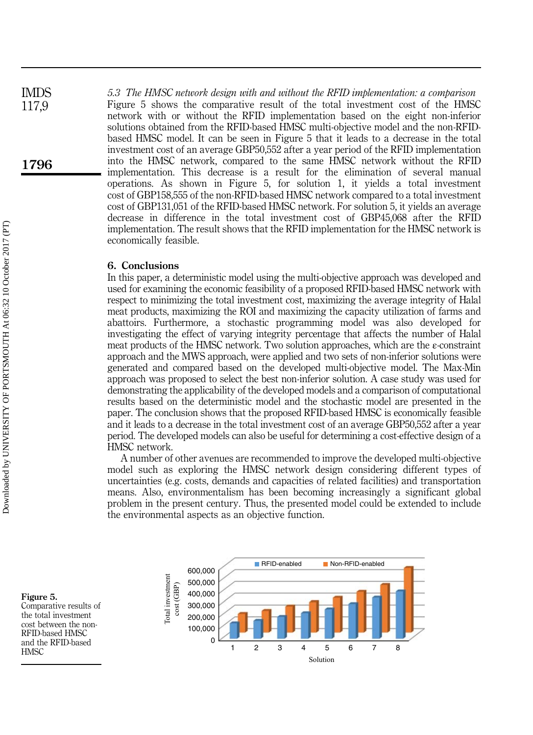### 5.3 The HMSC network design with and without the RFID implementation: a comparison

Figure 5 shows the comparative result of the total investment cost of the HMSC network with or without the RFID implementation based on the eight non-inferior solutions obtained from the RFID-based HMSC multi-objective model and the non-RFID-based HMSC model. It can be seen in Figure 5 that it leads to a decrease in the total investment cost of an average GBP50,552 after a year period of the RFID implementation into the HMSC network, compared to the same HMSC network without the RFID implementation. This decrease is a result for the elimination of several manual operations. As shown in Figure 5, for solution 1, it yields a total investment cost of GBP158,555 of the non-RFID-based HMSC network compared to a total investment cost of GBP131,051 of the RFID-based HMSC network. For solution 5, it yields an average decrease in difference in the total investment cost of GBP45,068 after the RFID implementation. The result shows that the RFID implementation for the HMSC network is economically feasible.

## 6. Conclusions

In this paper, a deterministic model using the multi-objective approach was developed and used for examining the economic feasibility of a proposed RFID-based HMSC network with respect to minimizing the total investment cost, maximizing the average integrity of Halal meat products, maximizing the ROI and maximizing the capacity utilization of farms and abattoirs. Furthermore, a stochastic programming model was also developed for investigating the effect of varying integrity percentage that affects the number of Halal meat products of the HMSC network. Two solution approaches, which are the ε-constraint approach and the MWS approach, were applied and two sets of non-inferior solutions were generated and compared based on the developed multi-objective model. The Max-Min approach was proposed to select the best non-inferior solution. A case study was used for demonstrating the applicability of the developed models and a comparison of computational results based on the deterministic model and the stochastic model are presented in the paper. The conclusion shows that the proposed RFID-based HMSC is economically feasible and it leads to a decrease in the total investment cost of an average GBP50,552 after a year period. The developed models can also be useful for determining a cost-effective design of a HMSC network.

A number of other avenues are recommended to improve the developed multi-objective model such as exploring the HMSC network design considering different types of uncertainties (e.g. costs, demands and capacities of related facilities) and transportation means. Also, environmentalism has been becoming increasingly a significant global problem in the present century. Thus, the presented model could be extended to include the environmental aspects as an objective function.

**Figure 5.** Comparative results of the total investment cost between the non-RFID-based HMSC and the RFID-based HMSC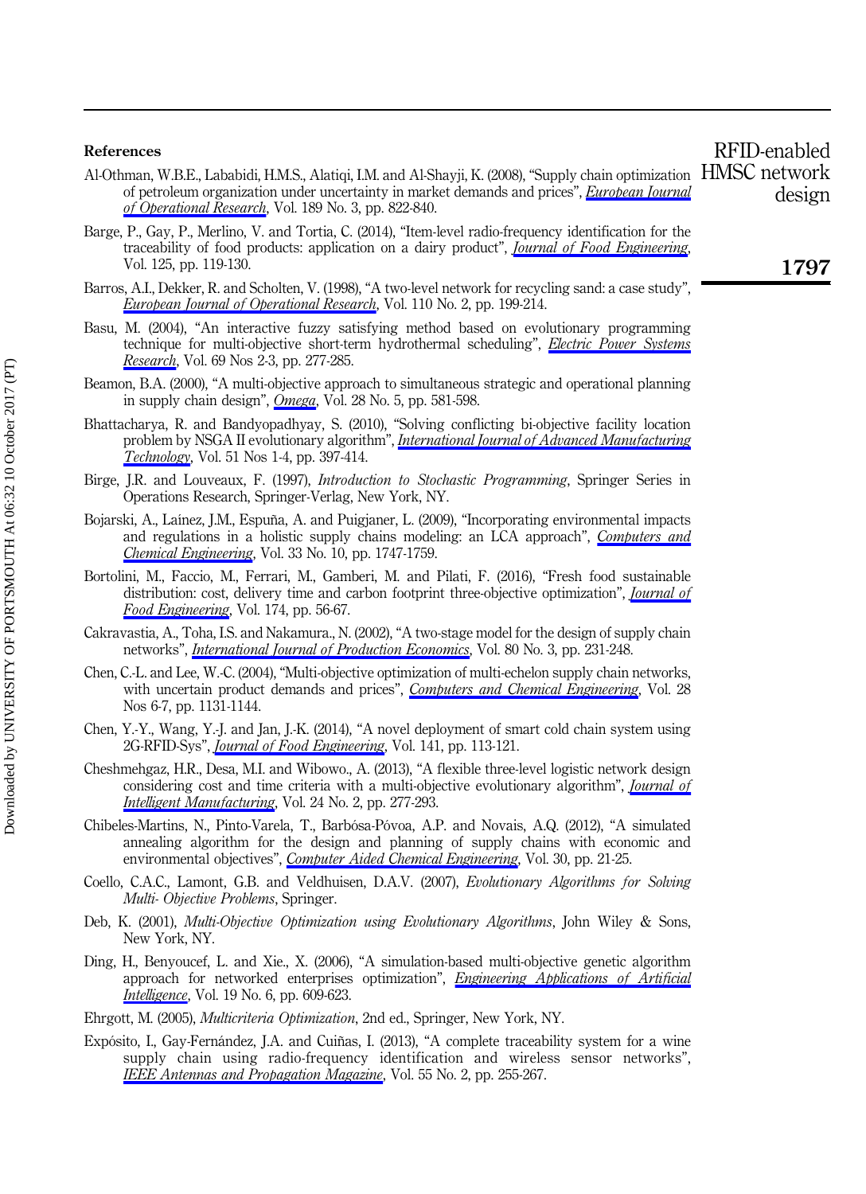## References

Al-Othman, W.B.E., Lababidi, H.M.S., Alatiqi, I.M. and Al-Shayji, K. (2008), "Supply chain optimization of petroleum organization under uncertainty in market demands and prices", *European Journal of Operational Research*, Vol. 189 No. 3, pp. 822-840.

Barge, P., Gay, P., Merlino, V. and Tortia, C. (2014), "Item-level radio-frequency identification for the traceability of food products: application on a dairy product", *Journal of Food Engineering*, Vol. 125, pp. 119-130.

Barros, A.I., Dekker, R. and Scholten, V. (1998), "A two-level network for recycling sand: a case study", *European Journal of Operational Research*, Vol. 110 No. 2, pp. 199-214.

Basu, M. (2004), "An interactive fuzzy satisfying method based on evolutionary programming technique for multi-objective short-term hydrothermal scheduling", *Electric Power Systems Research*, Vol. 69 Nos 2-3, pp. 277-285.

Beamon, B.A. (2000), "A multi-objective approach to simultaneous strategic and operational planning in supply chain design", *Omega*, Vol. 28 No. 5, pp. 581-598.

Bhattacharya, R. and Bandyopadhyay, S. (2010), "Solving conflicting bi-objective facility location problem by NSGA II evolutionary algorithm", *International Journal of Advanced Manufacturing Technology*, Vol. 51 Nos 1-4, pp. 397-414.

Birge, J.R. and Louveaux, F. (1997), *Introduction to Stochastic Programming*, Springer Series in Operations Research, Springer-Verlag, New York, NY.

Bojarski, A., Laínez, J.M., Espuña, A. and Puigjaner, L. (2009), "Incorporating environmental impacts and regulations in a holistic supply chains modeling: an LCA approach", *Computers and Chemical Engineering*, Vol. 33 No. 10, pp. 1747-1759.

Bortolini, M., Faccio, M., Ferrari, M., Gamberi, M. and Pilati, F. (2016), "Fresh food sustainable distribution: cost, delivery time and carbon footprint three-objective optimization", *Journal of Food Engineering*, Vol. 174, pp. 56-67.

Cakravastia, A., Toha, I.S. and Nakamura., N. (2002), "A two-stage model for the design of supply chain networks", *International Journal of Production Economics*, Vol. 80 No. 3, pp. 231-248.

Chen, C.-L. and Lee, W.-C. (2004), "Multi-objective optimization of multi-echelon supply chain networks, with uncertain product demands and prices", *Computers and Chemical Engineering*, Vol. 28 Nos 6-7, pp. 1131-1144.

Chen, Y.-Y., Wang, Y.-J. and Jan, J.-K. (2014), "A novel deployment of smart cold chain system using 2G-RFID-Sys", *Journal of Food Engineering*, Vol. 141, pp. 113-121.

Cheshmehgaz, H.R., Desa, M.I. and Wibowo., A. (2013), "A flexible three-level logistic network design considering cost and time criteria with a multi-objective evolutionary algorithm", *Journal of Intelligent Manufacturing*, Vol. 24 No. 2, pp. 277-293.

Chibeles-Martins, N., Pinto-Varela, T., Barbósa-Póvoa, A.P. and Novais, A.Q. (2012), "A simulated annealing algorithm for the design and planning of supply chains with economic and environmental objectives", *Computer Aided Chemical Engineering*, Vol. 30, pp. 21-25.

Coello, C.A.C., Lamont, G.B. and Veldhuisen, D.A.V. (2007), *Evolutionary Algorithms for Solving Multi- Objective Problems*, Springer.

Deb, K. (2001), *Multi-Objective Optimization using Evolutionary Algorithms*, John Wiley & Sons, New York, NY.

Ding, H., Benyoucef, L. and Xie., X. (2006), "A simulation-based multi-objective genetic algorithm approach for networked enterprises optimization", *Engineering Applications of Artificial Intelligence*, Vol. 19 No. 6, pp. 609-623.

Ehrgott, M. (2005), *Multicriteria Optimization*, 2nd ed., Springer, New York, NY.

Expósito, I., Gay-Fernández, J.A. and Cuiñas, I. (2013), "A complete traceability system for a wine supply chain using radio-frequency identification and wireless sensor networks", *IEEE Antennas and Propagation Magazine*, Vol. 55 No. 2, pp. 255-267.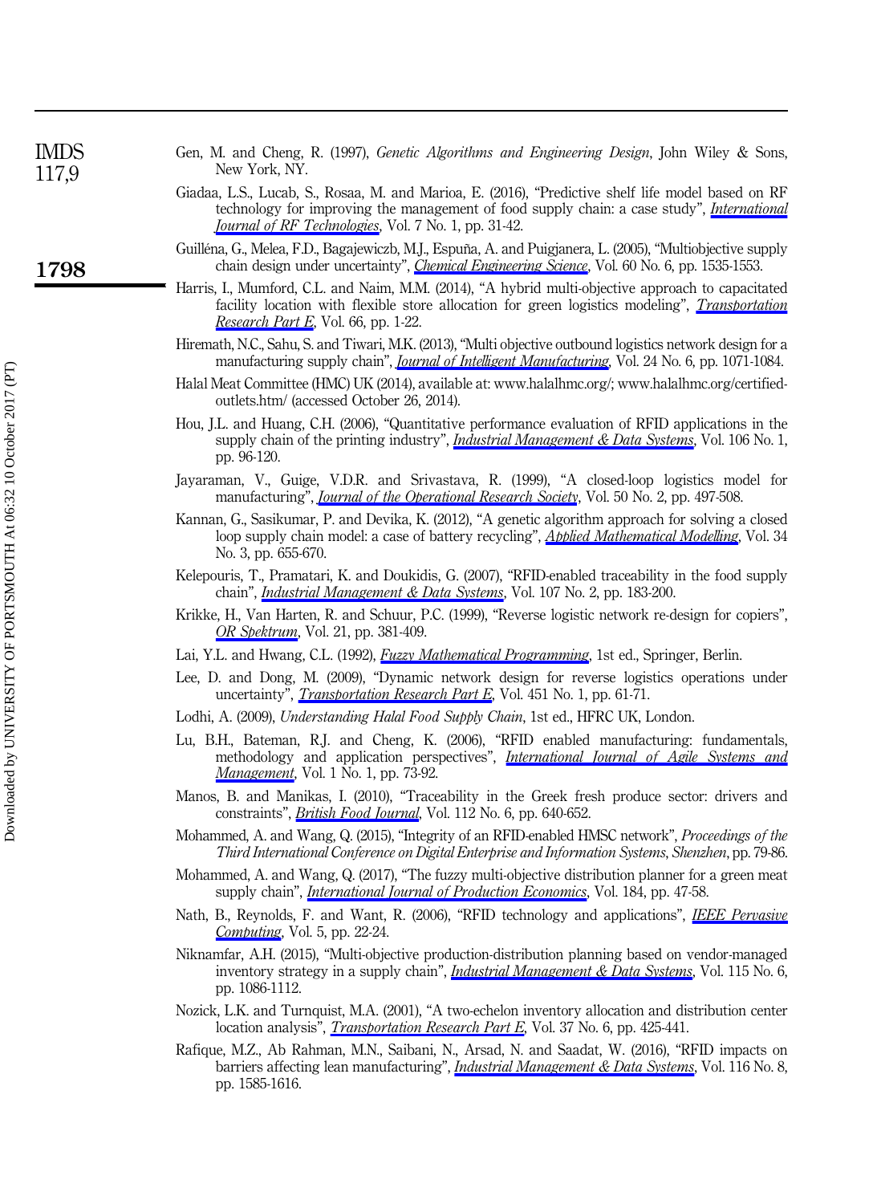Gen, M. and Cheng, R. (1997), *Genetic Algorithms and Engineering Design*, John Wiley & Sons, New York, NY.

Giadaa, L.S., Lucab, S., Rosaa, M. and Marioa, E. (2016), "Predictive shelf life model based on RF technology for improving the management of food supply chain: a case study", *International Journal of RF Technologies*, Vol. 7 No. 1, pp. 31-42.

Guilléna, G., Melea, F.D., Bagajewiczb, M.J., Espuña, A. and Puigjanera, L. (2005), "Multiobjective supply chain design under uncertainty", *Chemical Engineering Science*, Vol. 60 No. 6, pp. 1535-1553.

Harris, I., Mumford, C.L. and Naim, M.M. (2014), "A hybrid multi-objective approach to capacitated facility location with flexible store allocation for green logistics modeling", *Transportation Research Part E*, Vol. 66, pp. 1-22.

Hiremath, N.C., Sahu, S. and Tiwari, M.K. (2013), "Multi objective outbound logistics network design for a manufacturing supply chain", *Journal of Intelligent Manufacturing*, Vol. 24 No. 6, pp. 1071-1084.

Halal Meat Committee (HMC) UK (2014), available at: www.halalhmc.org/; www.halalhmc.org/certified-outlets.htm/ (accessed October 26, 2014).

Hou, J.L. and Huang, C.H. (2006), "Quantitative performance evaluation of RFID applications in the supply chain of the printing industry", *Industrial Management & Data Systems*, Vol. 106 No. 1, pp. 96-120.

Jayaraman, V., Guige, V.D.R. and Srivastava, R. (1999), "A closed-loop logistics model for manufacturing", *Journal of the Operational Research Society*, Vol. 50 No. 2, pp. 497-508.

Kannan, G., Sasikumar, P. and Devika, K. (2012), "A genetic algorithm approach for solving a closed loop supply chain model: a case of battery recycling", *Applied Mathematical Modelling*, Vol. 34 No. 3, pp. 655-670.

Kelepouris, T., Pramatari, K. and Doukidis, G. (2007), "RFID-enabled traceability in the food supply chain", *Industrial Management & Data Systems*, Vol. 107 No. 2, pp. 183-200.

Krikke, H., Van Harten, R. and Schuur, P.C. (1999), "Reverse logistic network re-design for copiers", *OR Spektrum*, Vol. 21, pp. 381-409.

Lai, Y.L. and Hwang, C.L. (1992), *Fuzzy Mathematical Programming*, 1st ed., Springer, Berlin.

Lee, D. and Dong, M. (2009), "Dynamic network design for reverse logistics operations under uncertainty", *Transportation Research Part E*, Vol. 451 No. 1, pp. 61-71.

Lodhi, A. (2009), *Understanding Halal Food Supply Chain*, 1st ed., HFRC UK, London.

Lu, B.H., Bateman, R.J. and Cheng, K. (2006), "RFID enabled manufacturing: fundamentals, methodology and application perspectives", *International Journal of Agile Systems and Management*, Vol. 1 No. 1, pp. 73-92.

Manos, B. and Manikas, I. (2010), "Traceability in the Greek fresh produce sector: drivers and constraints", *British Food Journal*, Vol. 112 No. 6, pp. 640-652.

Mohammed, A. and Wang, Q. (2015), "Integrity of an RFID-enabled HMSC network", *Proceedings of the Third International Conference on Digital Enterprise and Information Systems, Shenzhen*, pp. 79-86.

Mohammed, A. and Wang, Q. (2017), "The fuzzy multi-objective distribution planner for a green meat supply chain", *International Journal of Production Economics*, Vol. 184, pp. 47-58.

Nath, B., Reynolds, F. and Want, R. (2006), "RFID technology and applications", *IEEE Pervasive Computing*, Vol. 5, pp. 22-24.

Niknamfar, A.H. (2015), "Multi-objective production-distribution planning based on vendor-managed inventory strategy in a supply chain", *Industrial Management & Data Systems*, Vol. 115 No. 6, pp. 1086-1112.

Nozick, L.K. and Turnquist, M.A. (2001), "A two-echelon inventory allocation and distribution center location analysis", *Transportation Research Part E*, Vol. 37 No. 6, pp. 425-441.

Rafique, M.Z., Ab Rahman, M.N., Saibani, N., Arsad, N. and Saadat, W. (2016), "RFID impacts on barriers affecting lean manufacturing", *Industrial Management & Data Systems*, Vol. 116 No. 8, pp. 1585-1616.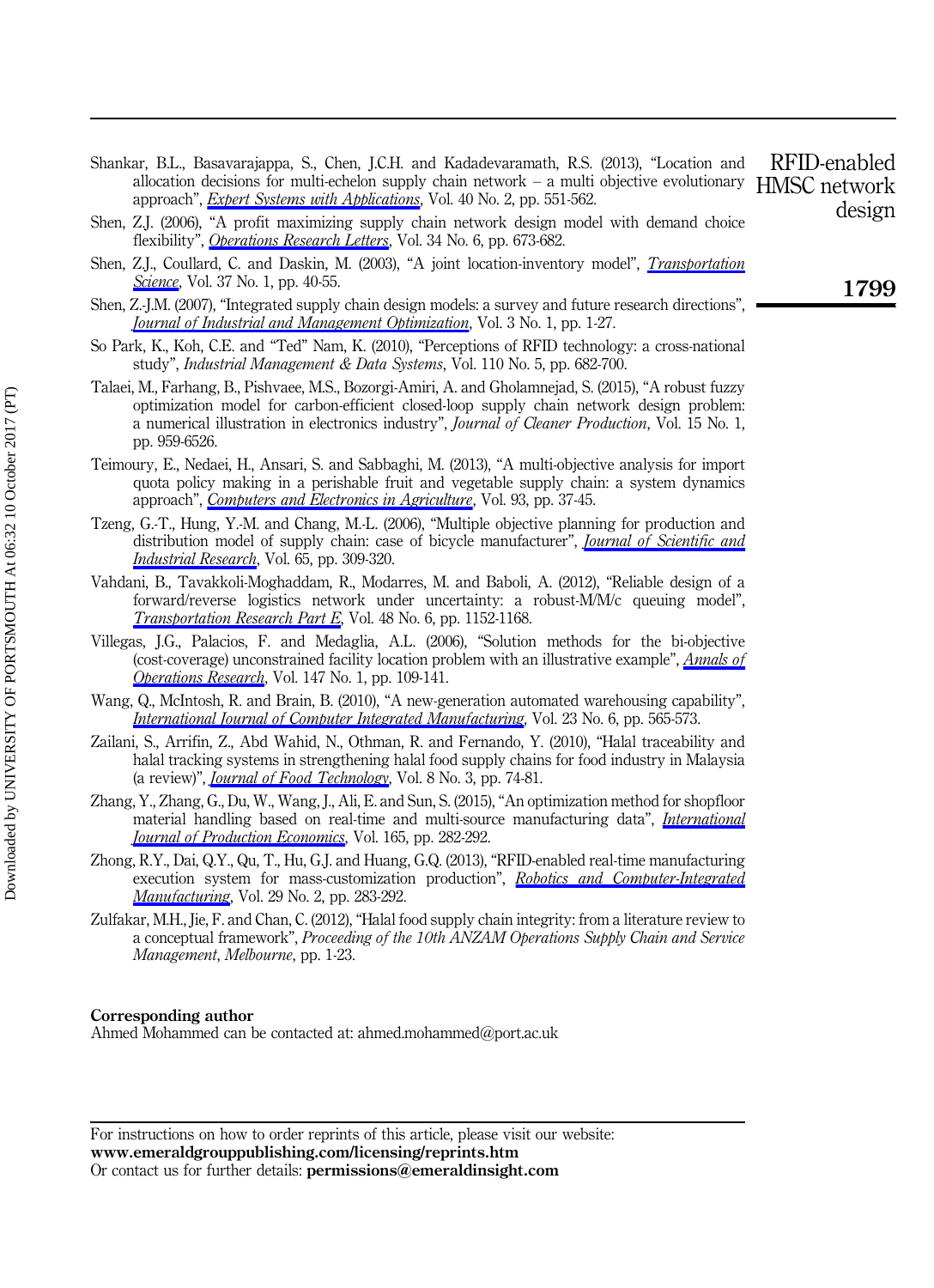Shankar, B.L., Basavarajappa, S., Chen, J.C.H. and Kadadevaramath, R.S. (2013), "Location and allocation decisions for multi-echelon supply chain network – a multi objective evolutionary approach", *Expert Systems with Applications*, Vol. 40 No. 2, pp. 551-562.

Shen, Z.J. (2006), "A profit maximizing supply chain network design model with demand choice flexibility", *Operations Research Letters*, Vol. 34 No. 6, pp. 673-682.

Shen, Z.J., Coullard, C. and Daskin, M. (2003), "A joint location-inventory model", *Transportation Science*, Vol. 37 No. 1, pp. 40-55.

Shen, Z.-J.M. (2007), "Integrated supply chain design models: a survey and future research directions", *Journal of Industrial and Management Optimization*, Vol. 3 No. 1, pp. 1-27.

So Park, K., Koh, C.E. and "Ted" Nam, K. (2010), "Perceptions of RFID technology: a cross-national study", *Industrial Management & Data Systems*, Vol. 110 No. 5, pp. 682-700.

Talaei, M., Farhang, B., Pishvaee, M.S., Bozorgi-Amiri, A. and Gholamnejad, S. (2015), "A robust fuzzy optimization model for carbon-efficient closed-loop supply chain network design problem: a numerical illustration in electronics industry", *Journal of Cleaner Production*, Vol. 15 No. 1, pp. 959-6526.

Teimoury, E., Nedaei, H., Ansari, S. and Sabbaghi, M. (2013), "A multi-objective analysis for import quota policy making in a perishable fruit and vegetable supply chain: a system dynamics approach", *Computers and Electronics in Agriculture*, Vol. 93, pp. 37-45.

Tzeng, G.-T., Hung, Y.-M. and Chang, M.-L. (2006), "Multiple objective planning for production and distribution model of supply chain: case of bicycle manufacturer", *Journal of Scientific and Industrial Research*, Vol. 65, pp. 309-320.

Vahdani, B., Tavakkoli-Moghaddam, R., Modarres, M. and Baboli, A. (2012), "Reliable design of a forward/reverse logistics network under uncertainty: a robust-M/M/c queuing model", *Transportation Research Part E*, Vol. 48 No. 6, pp. 1152-1168.

Villegas, J.G., Palacios, F. and Medaglia, A.L. (2006), "Solution methods for the bi-objective (cost-coverage) unconstrained facility location problem with an illustrative example", *Annals of Operations Research*, Vol. 147 No. 1, pp. 109-141.

Wang, Q., McIntosh, R. and Brain, B. (2010), "A new-generation automated warehousing capability", *International Journal of Computer Integrated Manufacturing*, Vol. 23 No. 6, pp. 565-573.

Zailani, S., Arrifin, Z., Abd Wahid, N., Othman, R. and Fernando, Y. (2010), "Halal traceability and halal tracking systems in strengthening halal food supply chains for food industry in Malaysia (a review)", *Journal of Food Technology*, Vol. 8 No. 3, pp. 74-81.

Zhang, Y., Zhang, G., Du, W., Wang, J., Ali, E. and Sun, S. (2015), "An optimization method for shopfloor material handling based on real-time and multi-source manufacturing data", *International Journal of Production Economics*, Vol. 165, pp. 282-292.

Zhong, R.Y., Dai, Q.Y., Qu, T., Hu, G.J. and Huang, G.Q. (2013), "RFID-enabled real-time manufacturing execution system for mass-customization production", *Robotics and Computer-Integrated Manufacturing*, Vol. 29 No. 2, pp. 283-292.

Zulfakar, M.H., Jie, F. and Chan, C. (2012), "Halal food supply chain integrity: from a literature review to a conceptual framework", *Proceeding of the 10th ANZAM Operations Supply Chain and Service Management, Melbourne*, pp. 1-23.

**Corresponding author**

Ahmed Mohammed can be contacted at: ahmed.mohammed@port.ac.uk

For instructions on how to order reprints of this article, please visit our website:
**www.emeraldgrouppublishing.com/licensing/reprints.htm**
Or contact us for further details: **permissions@emeraldinsight.com**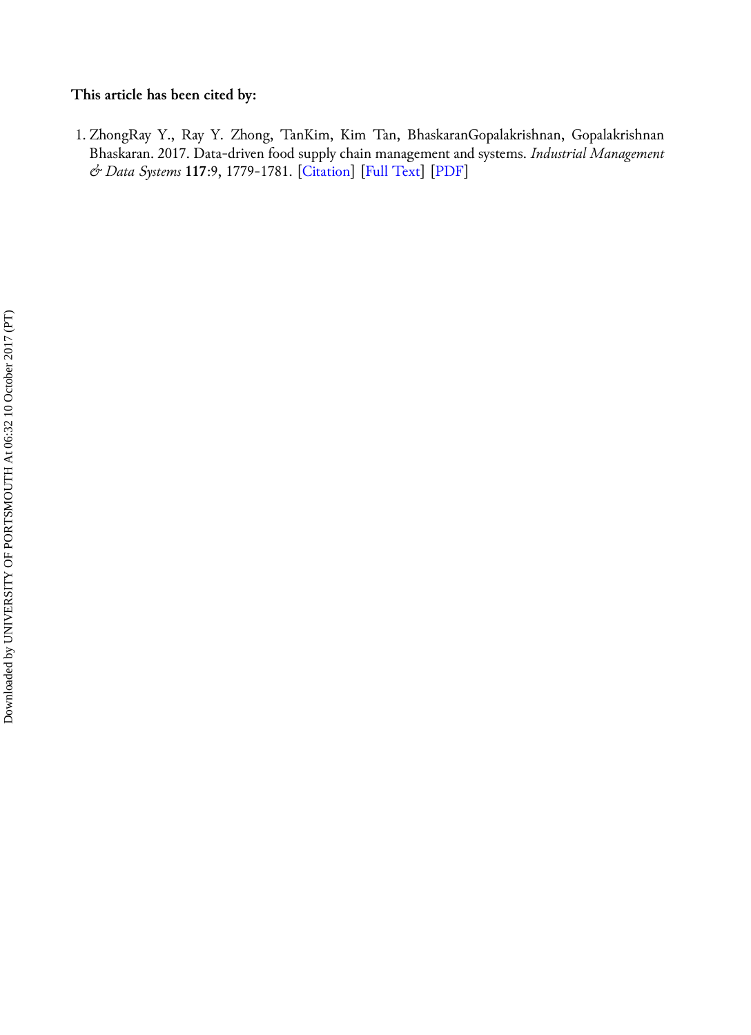**This article has been cited by:**

1. ZhongRay Y., Ray Y. Zhong, TanKim, Kim Tan, BhaskaranGopalakrishnan, Gopalakrishnan Bhaskaran. 2017. Data-driven food supply chain management and systems. *Industrial Management & Data Systems* **117**:9, 1779-1781. [Citation] [Full Text] [PDF]